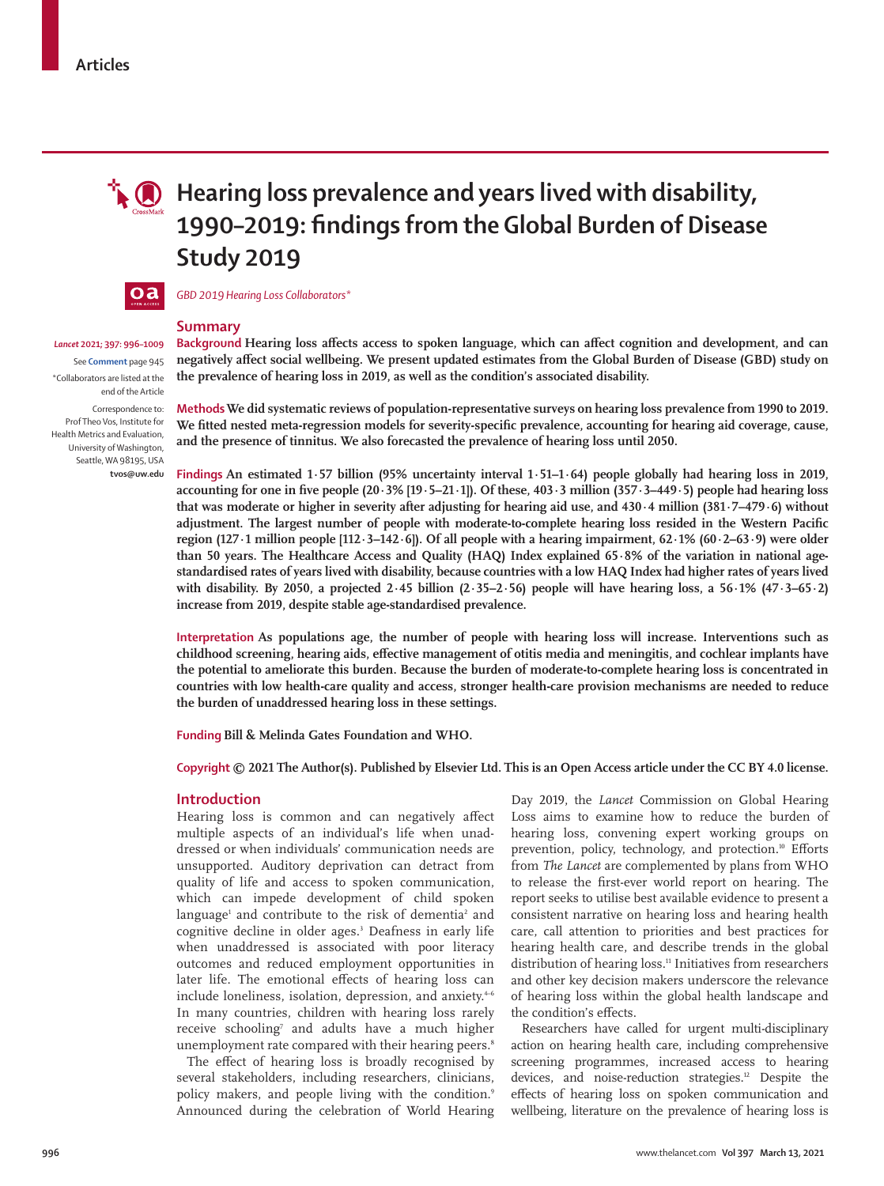Articles

# Hearing loss prevalence and years lived with disability, 1990–2019: findings from the Global Burden of Disease Study 2019

*GBD 2019 Hearing Loss Collaborators**

*Lancet* 2021; 397: 996–1009

See **Comment** page 945

*Collaborators are listed at the end of the Article

Correspondence to: Prof Theo Vos, Institute for Health Metrics and Evaluation, University of Washington, Seattle, WA 98195, USA **tvos@uw.edu**

## Summary

**Background Hearing loss affects access to spoken language, which can affect cognition and development, and can negatively affect social wellbeing. We present updated estimates from the Global Burden of Disease (GBD) study on the prevalence of hearing loss in 2019, as well as the condition's associated disability.**

**Methods We did systematic reviews of population-representative surveys on hearing loss prevalence from 1990 to 2019. We fitted nested meta-regression models for severity-specific prevalence, accounting for hearing aid coverage, cause, and the presence of tinnitus. We also forecasted the prevalence of hearing loss until 2050.**

**Findings An estimated 1·57 billion (95% uncertainty interval 1·51–1·64) people globally had hearing loss in 2019, accounting for one in five people (20·3% [19·5–21·1]). Of these, 403·3 million (357·3–449·5) people had hearing loss that was moderate or higher in severity after adjusting for hearing aid use, and 430·4 million (381·7–479·6) without adjustment. The largest number of people with moderate-to-complete hearing loss resided in the Western Pacific region (127·1 million people [112·3–142·6]). Of all people with a hearing impairment, 62·1% (60·2–63·9) were older than 50 years. The Healthcare Access and Quality (HAQ) Index explained 65·8% of the variation in national age-standardised rates of years lived with disability, because countries with a low HAQ Index had higher rates of years lived with disability. By 2050, a projected 2·45 billion (2·35–2·56) people will have hearing loss, a 56·1% (47·3–65·2) increase from 2019, despite stable age-standardised prevalence.**

**Interpretation As populations age, the number of people with hearing loss will increase. Interventions such as childhood screening, hearing aids, effective management of otitis media and meningitis, and cochlear implants have the potential to ameliorate this burden. Because the burden of moderate-to-complete hearing loss is concentrated in countries with low health-care quality and access, stronger health-care provision mechanisms are needed to reduce the burden of unaddressed hearing loss in these settings.**

**Funding Bill & Melinda Gates Foundation and WHO.**

**Copyright © 2021 The Author(s). Published by Elsevier Ltd. This is an Open Access article under the CC BY 4.0 license.**

## Introduction

Hearing loss is common and can negatively affect multiple aspects of an individual's life when unaddressed or when individuals' communication needs are unsupported. Auditory deprivation can detract from quality of life and access to spoken communication, which can impede development of child spoken language[1] and contribute to the risk of dementia[2] and cognitive decline in older ages.[3] Deafness in early life when unaddressed is associated with poor literacy outcomes and reduced employment opportunities in later life. The emotional effects of hearing loss can include loneliness, isolation, depression, and anxiety.[4–6] In many countries, children with hearing loss rarely receive schooling[7] and adults have a much higher unemployment rate compared with their hearing peers.[8]

The effect of hearing loss is broadly recognised by several stakeholders, including researchers, clinicians, policy makers, and people living with the condition.[9] Announced during the celebration of World Hearing Day 2019, the *Lancet* Commission on Global Hearing Loss aims to examine how to reduce the burden of hearing loss, convening expert working groups on prevention, policy, technology, and protection.[10] Efforts from *The Lancet* are complemented by plans from WHO to release the first-ever world report on hearing. The report seeks to utilise best available evidence to present a consistent narrative on hearing loss and hearing health care, call attention to priorities and best practices for hearing health care, and describe trends in the global distribution of hearing loss.[11] Initiatives from researchers and other key decision makers underscore the relevance of hearing loss within the global health landscape and the condition's effects.

Researchers have called for urgent multi-disciplinary action on hearing health care, including comprehensive screening programmes, increased access to hearing devices, and noise-reduction strategies.[12] Despite the effects of hearing loss on spoken communication and wellbeing, literature on the prevalence of hearing loss is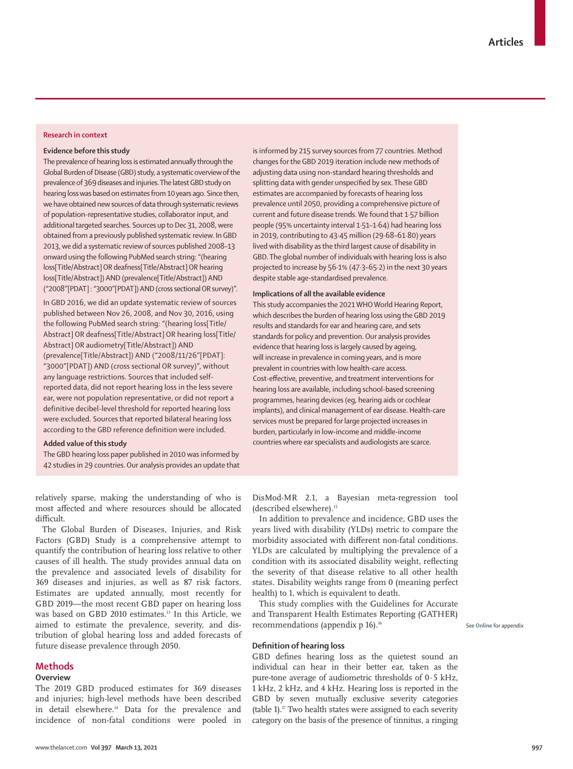## Research in context

**Evidence before this study**

The prevalence of hearing loss is estimated annually through the Global Burden of Disease (GBD) study, a systematic overview of the prevalence of 369 diseases and injuries. The latest GBD study on hearing loss was based on estimates from 10 years ago. Since then, we have obtained new sources of data through systematic reviews of population-representative studies, collaborator input, and additional targeted searches. Sources up to Dec 31, 2008, were obtained from a previously published systematic review. In GBD 2013, we did a systematic review of sources published 2008–13 onward using the following PubMed search string: "(hearing loss[Title/Abstract] OR deafness[Title/Abstract] OR hearing loss[Title/Abstract]) AND (prevalence[Title/Abstract]) AND ("2008"[PDAT] : "3000"[PDAT]) AND (cross sectional OR survey)".

In GBD 2016, we did an update systematic review of sources published between Nov 26, 2008, and Nov 30, 2016, using the following PubMed search string: "(hearing loss[Title/Abstract] OR deafness[Title/Abstract] OR hearing loss[Title/Abstract] OR audiometry[Title/Abstract]) AND (prevalence[Title/Abstract]) AND ("2008/11/26"[PDAT]: "3000"[PDAT]) AND (cross sectional OR survey)", without any language restrictions. Sources that included self-reported data, did not report hearing loss in the less severe ear, were not population representative, or did not report a definitive decibel-level threshold for reported hearing loss were excluded. Sources that reported bilateral hearing loss according to the GBD reference definition were included.

**Added value of this study**

The GBD hearing loss paper published in 2010 was informed by 42 studies in 29 countries. Our analysis provides an update that is informed by 215 survey sources from 77 countries. Method changes for the GBD 2019 iteration include new methods of adjusting data using non-standard hearing thresholds and splitting data with gender unspecified by sex. These GBD estimates are accompanied by forecasts of hearing loss prevalence until 2050, providing a comprehensive picture of current and future disease trends. We found that 1·57 billion people (95% uncertainty interval 1·51–1·64) had hearing loss in 2019, contributing to 43·45 million (29·68–61·80) years lived with disability as the third largest cause of disability in GBD. The global number of individuals with hearing loss is also projected to increase by 56·1% (47·3–65·2) in the next 30 years despite stable age-standardised prevalence.

**Implications of all the available evidence**

This study accompanies the 2021 WHO World Hearing Report, which describes the burden of hearing loss using the GBD 2019 results and standards for ear and hearing care, and sets standards for policy and prevention. Our analysis provides evidence that hearing loss is largely caused by ageing, will increase in prevalence in coming years, and is more prevalent in countries with low health-care access. Cost-effective, preventive, and treatment interventions for hearing loss are available, including school-based screening programmes, hearing devices (eg, hearing aids or cochlear implants), and clinical management of ear disease. Health-care services must be prepared for large projected increases in burden, particularly in low-income and middle-income countries where ear specialists and audiologists are scarce.

relatively sparse, making the understanding of who is most affected and where resources should be allocated difficult.

The Global Burden of Diseases, Injuries, and Risk Factors (GBD) Study is a comprehensive attempt to quantify the contribution of hearing loss relative to other causes of ill health. The study provides annual data on the prevalence and associated levels of disability for 369 diseases and injuries, as well as 87 risk factors. Estimates are updated annually, most recently for GBD 2019—the most recent GBD paper on hearing loss was based on GBD 2010 estimates.[13] In this Article, we aimed to estimate the prevalence, severity, and distribution of global hearing loss and added forecasts of future disease prevalence through 2050.

## Methods

### Overview

The 2019 GBD produced estimates for 369 diseases and injuries; high-level methods have been described in detail elsewhere.[14] Data for the prevalence and incidence of non-fatal conditions were pooled in DisMod-MR 2.1, a Bayesian meta-regression tool (described elsewhere).[15]

In addition to prevalence and incidence, GBD uses the years lived with disability (YLDs) metric to compare the morbidity associated with different non-fatal conditions. YLDs are calculated by multiplying the prevalence of a condition with its associated disability weight, reflecting the severity of that disease relative to all other health states. Disability weights range from 0 (meaning perfect health) to 1, which is equivalent to death.

This study complies with the Guidelines for Accurate and Transparent Health Estimates Reporting (GATHER) recommendations (appendix p 16).[16]

See Online for appendix

### Definition of hearing loss

GBD defines hearing loss as the quietest sound an individual can hear in their better ear, taken as the pure-tone average of audiometric thresholds of 0·5 kHz, 1 kHz, 2 kHz, and 4 kHz. Hearing loss is reported in the GBD by seven mutually exclusive severity categories (table 1).[17] Two health states were assigned to each severity category on the basis of the presence of tinnitus, a ringing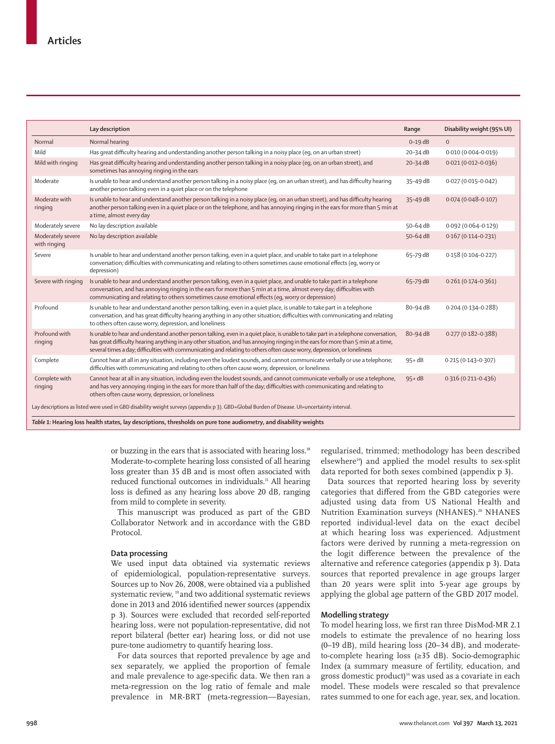| | Lay description | Range | Disability weight (95% UI) |
|---|---|---|---|
| Normal | Normal hearing | 0–19 dB | 0 |
| Mild | Has great difficulty hearing and understanding another person talking in a noisy place (eg, on an urban street) | 20–34 dB | 0·010 (0·004–0·019) |
| Mild with ringing | Has great difficulty hearing and understanding another person talking in a noisy place (eg, on an urban street), and sometimes has annoying ringing in the ears | 20–34 dB | 0·021 (0·012–0·036) |
| Moderate | Is unable to hear and understand another person talking in a noisy place (eg, on an urban street), and has difficulty hearing another person talking even in a quiet place or on the telephone | 35–49 dB | 0·027 (0·015–0·042) |
| Moderate with ringing | Is unable to hear and understand another person talking in a noisy place (eg, on an urban street), and has difficulty hearing another person talking even in a quiet place or on the telephone, and has annoying ringing in the ears for more than 5 min at a time, almost every day | 35–49 dB | 0·074 (0·048–0·107) |
| Moderately severe | No lay description available | 50–64 dB | 0·092 (0·064–0·129) |
| Moderately severe with ringing | No lay description available | 50–64 dB | 0·167 (0·114–0·231) |
| Severe | Is unable to hear and understand another person talking, even in a quiet place, and unable to take part in a telephone conversation; difficulties with communicating and relating to others sometimes cause emotional effects (eg, worry or depression) | 65–79 dB | 0·158 (0·104–0·227) |
| Severe with ringing | Is unable to hear and understand another person talking, even in a quiet place, and unable to take part in a telephone conversation, and has annoying ringing in the ears for more than 5 min at a time, almost every day; difficulties with communicating and relating to others sometimes cause emotional effects (eg, worry or depression) | 65–79 dB | 0·261 (0·174–0·361) |
| Profound | Is unable to hear and understand another person talking, even in a quiet place, is unable to take part in a telephone conversation, and has great difficulty hearing anything in any other situation; difficulties with communicating and relating to others often cause worry, depression, and loneliness | 80–94 dB | 0·204 (0·134–0·288) |
| Profound with ringing | Is unable to hear and understand another person talking, even in a quiet place, is unable to take part in a telephone conversation, has great difficulty hearing anything in any other situation, and has annoying ringing in the ears for more than 5 min at a time, several times a day; difficulties with communicating and relating to others often cause worry, depression, or loneliness | 80–94 dB | 0·277 (0·182–0·388) |
| Complete | Cannot hear at all in any situation, including even the loudest sounds, and cannot communicate verbally or use a telephone; difficulties with communicating and relating to others often cause worry, depression, or loneliness | 95+ dB | 0·215 (0·143–0·307) |
| Complete with ringing | Cannot hear at all in any situation, including even the loudest sounds, and cannot communicate verbally or use a telephone, and has very annoying ringing in the ears for more than half of the day; difficulties with communicating and relating to others often cause worry, depression, or loneliness | 95+ dB | 0·316 (0·211–0·436) |

Lay descriptions as listed were used in GBD disability weight surveys (appendix p 3). GBD=Global Burden of Disease. UI=uncertainty interval.

***Table 1:* Hearing loss health states, lay descriptions, thresholds on pure tone audiometry, and disability weights**

or buzzing in the ears that is associated with hearing loss.[18] Moderate-to-complete hearing loss consisted of all hearing loss greater than 35 dB and is most often associated with reduced functional outcomes in individuals.[11] All hearing loss is defined as any hearing loss above 20 dB, ranging from mild to complete in severity.

This manuscript was produced as part of the GBD Collaborator Network and in accordance with the GBD Protocol.

### Data processing

We used input data obtained via systematic reviews of epidemiological, population-representative surveys. Sources up to Nov 26, 2008, were obtained via a published systematic review,[19] and two additional systematic reviews done in 2013 and 2016 identified newer sources (appendix p 3). Sources were excluded that recorded self-reported hearing loss, were not population-representative, did not report bilateral (better ear) hearing loss, or did not use pure-tone audiometry to quantify hearing loss.

For data sources that reported prevalence by age and sex separately, we applied the proportion of female and male prevalence to age-specific data. We then ran a meta-regression on the log ratio of female and male prevalence in MR-BRT (meta-regression—Bayesian, regularised, trimmed; methodology has been described elsewhere[14]) and applied the model results to sex-split data reported for both sexes combined (appendix p 3).

Data sources that reported hearing loss by severity categories that differed from the GBD categories were adjusted using data from US National Health and Nutrition Examination surveys (NHANES).[20] NHANES reported individual-level data on the exact decibel at which hearing loss was experienced. Adjustment factors were derived by running a meta-regression on the logit difference between the prevalence of the alternative and reference categories (appendix p 3). Data sources that reported prevalence in age groups larger than 20 years were split into 5-year age groups by applying the global age pattern of the GBD 2017 model.

### Modelling strategy

To model hearing loss, we first ran three DisMod-MR 2.1 models to estimate the prevalence of no hearing loss (0–19 dB), mild hearing loss (20–34 dB), and moderate-to-complete hearing loss (≥35 dB). Socio-demographic Index (a summary measure of fertility, education, and gross domestic product)[14] was used as a covariate in each model. These models were rescaled so that prevalence rates summed to one for each age, year, sex, and location.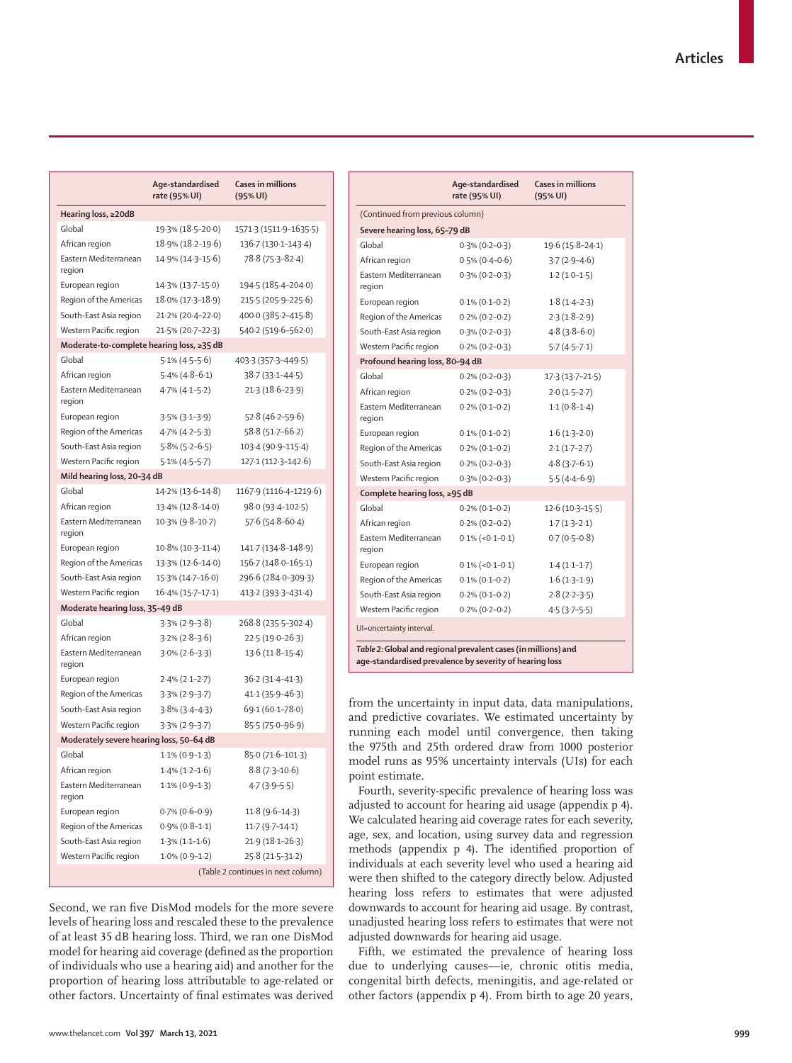| | Age-standardised rate (95% UI) | Cases in millions (95% UI) |
|---|---|---|
| **Hearing loss, ≥20dB** | | |
| Global | 19·3% (18·5–20·0) | 1571·3 (1511·9–1635·5) |
| African region | 18·9% (18·2–19·6) | 136·7 (130·1–143·4) |
| Eastern Mediterranean region | 14·9% (14·3–15·6) | 78·8 (75·3–82·4) |
| European region | 14·3% (13·7–15·0) | 194·5 (185·4–204·0) |
| Region of the Americas | 18·0% (17·3–18·9) | 215·5 (205·9–225·6) |
| South-East Asia region | 21·2% (20·4–22·0) | 400·0 (385·2–415·8) |
| Western Pacific region | 21·5% (20·7–22·3) | 540·2 (519·6–562·0) |
| **Moderate-to-complete hearing loss, ≥35 dB** | | |
| Global | 5·1% (4·5–5·6) | 403·3 (357·3–449·5) |
| African region | 5·4% (4·8–6·1) | 38·7 (33·1–44·5) |
| Eastern Mediterranean region | 4·7% (4·1–5·2) | 21·3 (18·6–23·9) |
| European region | 3·5% (3·1–3·9) | 52·8 (46·2–59·6) |
| Region of the Americas | 4·7% (4·2–5·3) | 58·8 (51·7–66·2) |
| South-East Asia region | 5·8% (5·2–6·5) | 103·4 (90·9–115·4) |
| Western Pacific region | 5·1% (4·5–5·7) | 127·1 (112·3–142·6) |
| **Mild hearing loss, 20–34 dB** | | |
| Global | 14·2% (13·6–14·8) | 1167·9 (1116·4–1219·6) |
| African region | 13·4% (12·8–14·0) | 98·0 (93·4–102·5) |
| Eastern Mediterranean region | 10·3% (9·8–10·7) | 57·6 (54·8–60·4) |
| European region | 10·8% (10·3–11·4) | 141·7 (134·8–148·9) |
| Region of the Americas | 13·3% (12·6–14·0) | 156·7 (148·0–165·1) |
| South-East Asia region | 15·3% (14·7–16·0) | 296·6 (284·0–309·3) |
| Western Pacific region | 16·4% (15·7–17·1) | 413·2 (393·3–431·4) |
| **Moderate hearing loss, 35–49 dB** | | |
| Global | 3·3% (2·9–3·8) | 268·8 (235·5–302·4) |
| African region | 3·2% (2·8–3·6) | 22·5 (19·0–26·3) |
| Eastern Mediterranean region | 3·0% (2·6–3·3) | 13·6 (11·8–15·4) |
| European region | 2·4% (2·1–2·7) | 36·2 (31·4–41·3) |
| Region of the Americas | 3·3% (2·9–3·7) | 41·1 (35·9–46·3) |
| South-East Asia region | 3·8% (3·4–4·3) | 69·1 (60·1–78·0) |
| Western Pacific region | 3·3% (2·9–3·7) | 85·5 (75·0–96·9) |
| **Moderately severe hearing loss, 50–64 dB** | | |
| Global | 1·1% (0·9–1·3) | 85·0 (71·6–101·3) |
| African region | 1·4% (1·2–1·6) | 8·8 (7·3–10·6) |
| Eastern Mediterranean region | 1·1% (0·9–1·3) | 4·7 (3·9–5·5) |
| European region | 0·7% (0·6–0·9) | 11·8 (9·6–14·3) |
| Region of the Americas | 0·9% (0·8–1·1) | 11·7 (9·7–14·1) |
| South-East Asia region | 1·3% (1·1–1·6) | 21·9 (18·1–26·3) |
| Western Pacific region | 1·0% (0·9–1·2) | 25·8 (21·5–31·2) |
| **Severe hearing loss, 65–79 dB** | | |
| Global | 0·3% (0·2–0·3) | 19·6 (15·8–24·1) |
| African region | 0·5% (0·4–0·6) | 3·7 (2·9–4·6) |
| Eastern Mediterranean region | 0·3% (0·2–0·3) | 1·2 (1·0–1·5) |
| European region | 0·1% (0·1–0·2) | 1·8 (1·4–2·3) |
| Region of the Americas | 0·2% (0·2–0·2) | 2·3 (1·8–2·9) |
| South-East Asia region | 0·3% (0·2–0·3) | 4·8 (3·8–6·0) |
| Western Pacific region | 0·2% (0·2–0·3) | 5·7 (4·5–7·1) |
| **Profound hearing loss, 80–94 dB** | | |
| Global | 0·2% (0·2–0·3) | 17·3 (13·7–21·5) |
| African region | 0·2% (0·2–0·3) | 2·0 (1·5–2·7) |
| Eastern Mediterranean region | 0·2% (0·1–0·2) | 1·1 (0·8–1·4) |
| European region | 0·1% (0·1–0·2) | 1·6 (1·3–2·0) |
| Region of the Americas | 0·2% (0·1–0·2) | 2·1 (1·7–2·7) |
| South-East Asia region | 0·2% (0·2–0·3) | 4·8 (3·7–6·1) |
| Western Pacific region | 0·3% (0·2–0·3) | 5·5 (4·4–6·9) |
| **Complete hearing loss, ≥95 dB** | | |
| Global | 0·2% (0·1–0·2) | 12·6 (10·3–15·5) |
| African region | 0·2% (0·2–0·2) | 1·7 (1·3–2·1) |
| Eastern Mediterranean region | 0·1% (<0·1–0·1) | 0·7 (0·5–0·8) |
| European region | 0·1% (<0·1–0·1) | 1·4 (1·1–1·7) |
| Region of the Americas | 0·1% (0·1–0·2) | 1·6 (1·3–1·9) |
| South-East Asia region | 0·2% (0·1–0·2) | 2·8 (2·2–3·5) |
| Western Pacific region | 0·2% (0·2–0·2) | 4·5 (3·7–5·5) |

UI=uncertainty interval.

*Table 2:* **Global and regional prevalent cases (in millions) and age-standardised prevalence by severity of hearing loss**

Second, we ran five DisMod models for the more severe levels of hearing loss and rescaled these to the prevalence of at least 35 dB hearing loss. Third, we ran one DisMod model for hearing aid coverage (defined as the proportion of individuals who use a hearing aid) and another for the proportion of hearing loss attributable to age-related or other factors. Uncertainty of final estimates was derived from the uncertainty in input data, data manipulations, and predictive covariates. We estimated uncertainty by running each model until convergence, then taking the 975th and 25th ordered draw from 1000 posterior model runs as 95% uncertainty intervals (UIs) for each point estimate.

Fourth, severity-specific prevalence of hearing loss was adjusted to account for hearing aid usage (appendix p 4). We calculated hearing aid coverage rates for each severity, age, sex, and location, using survey data and regression methods (appendix p 4). The identified proportion of individuals at each severity level who used a hearing aid were then shifted to the category directly below. Adjusted hearing loss refers to estimates that were adjusted downwards to account for hearing aid usage. By contrast, unadjusted hearing loss refers to estimates that were not adjusted downwards for hearing aid usage.

Fifth, we estimated the prevalence of hearing loss due to underlying causes—ie, chronic otitis media, congenital birth defects, meningitis, and age-related or other factors (appendix p 4). From birth to age 20 years,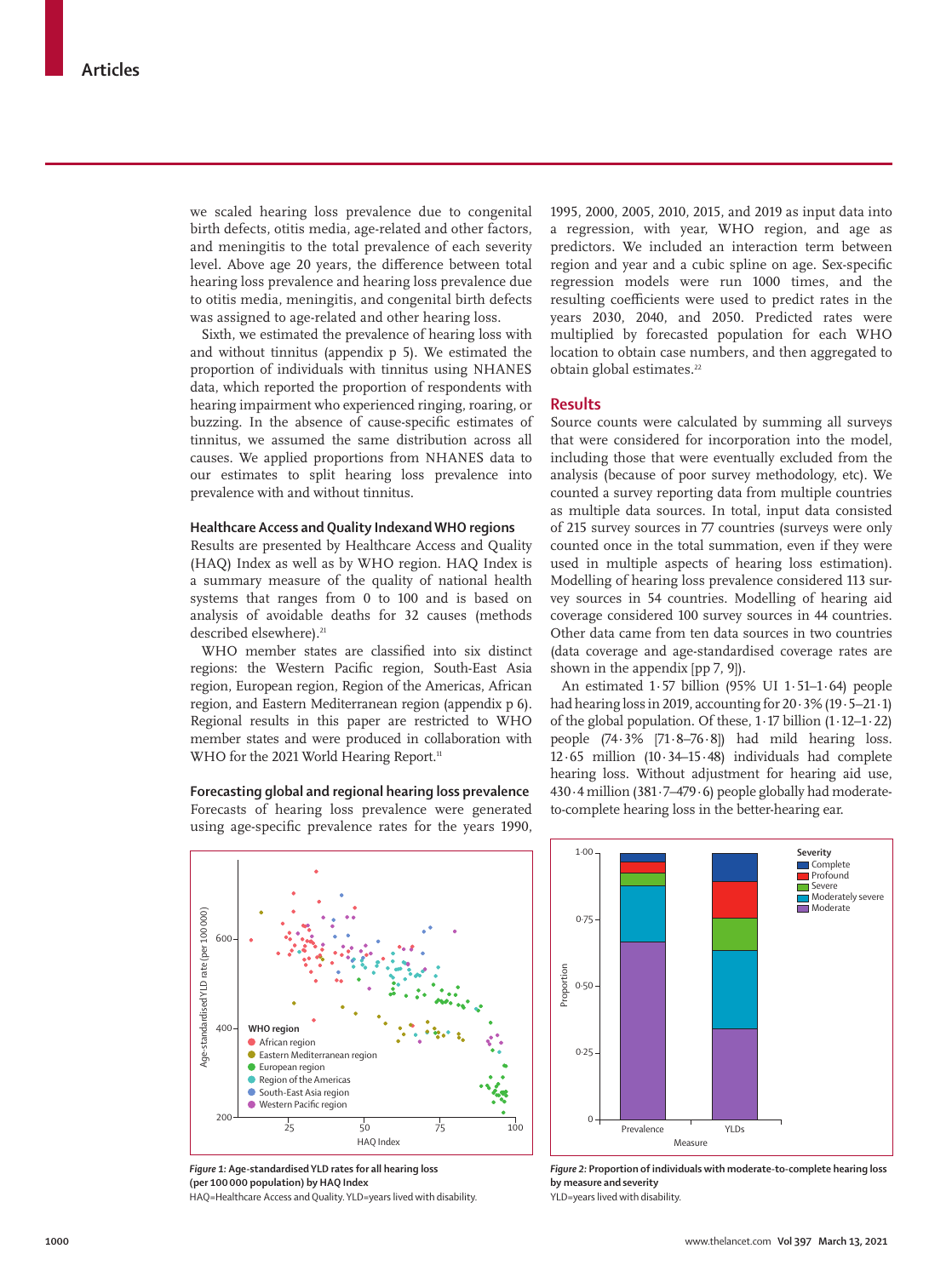we scaled hearing loss prevalence due to congenital birth defects, otitis media, age-related and other factors, and meningitis to the total prevalence of each severity level. Above age 20 years, the difference between total hearing loss prevalence and hearing loss prevalence due to otitis media, meningitis, and congenital birth defects was assigned to age-related and other hearing loss.

Sixth, we estimated the prevalence of hearing loss with and without tinnitus (appendix p 5). We estimated the proportion of individuals with tinnitus using NHANES data, which reported the proportion of respondents with hearing impairment who experienced ringing, roaring, or buzzing. In the absence of cause-specific estimates of tinnitus, we assumed the same distribution across all causes. We applied proportions from NHANES data to our estimates to split hearing loss prevalence into prevalence with and without tinnitus.

### Healthcare Access and Quality Indexand WHO regions

Results are presented by Healthcare Access and Quality (HAQ) Index as well as by WHO region. HAQ Index is a summary measure of the quality of national health systems that ranges from 0 to 100 and is based on analysis of avoidable deaths for 32 causes (methods described elsewhere).[21]

WHO member states are classified into six distinct regions: the Western Pacific region, South-East Asia region, European region, Region of the Americas, African region, and Eastern Mediterranean region (appendix p 6). Regional results in this paper are restricted to WHO member states and were produced in collaboration with WHO for the 2021 World Hearing Report.[11]

### Forecasting global and regional hearing loss prevalence

Forecasts of hearing loss prevalence were generated using age-specific prevalence rates for the years 1990, 1995, 2000, 2005, 2010, 2015, and 2019 as input data into a regression, with year, WHO region, and age as predictors. We included an interaction term between region and year and a cubic spline on age. Sex-specific regression models were run 1000 times, and the resulting coefficients were used to predict rates in the years 2030, 2040, and 2050. Predicted rates were multiplied by forecasted population for each WHO location to obtain case numbers, and then aggregated to obtain global estimates.[22]

## Results

Source counts were calculated by summing all surveys that were considered for incorporation into the model, including those that were eventually excluded from the analysis (because of poor survey methodology, etc). We counted a survey reporting data from multiple countries as multiple data sources. In total, input data consisted of 215 survey sources in 77 countries (surveys were only counted once in the total summation, even if they were used in multiple aspects of hearing loss estimation). Modelling of hearing loss prevalence considered 113 survey sources in 54 countries. Modelling of hearing aid coverage considered 100 survey sources in 44 countries. Other data came from ten data sources in two countries (data coverage and age-standardised coverage rates are shown in the appendix [pp 7, 9]).

An estimated 1·57 billion (95% UI 1·51–1·64) people had hearing loss in 2019, accounting for 20·3% (19·5–21·1) of the global population. Of these, 1·17 billion (1·12–1·22) people (74·3% [71·8–76·8]) had mild hearing loss. 12·65 million (10·34–15·48) individuals had complete hearing loss. Without adjustment for hearing aid use, 430·4 million (381·7–479·6) people globally had moderate-to-complete hearing loss in the better-hearing ear.

*Figure 1:* **Age-standardised YLD rates for all hearing loss (per 100 000 population) by HAQ Index**
HAQ=Healthcare Access and Quality. YLD=years lived with disability.

*Figure 2:* **Proportion of individuals with moderate-to-complete hearing loss by measure and severity**
YLD=years lived with disability.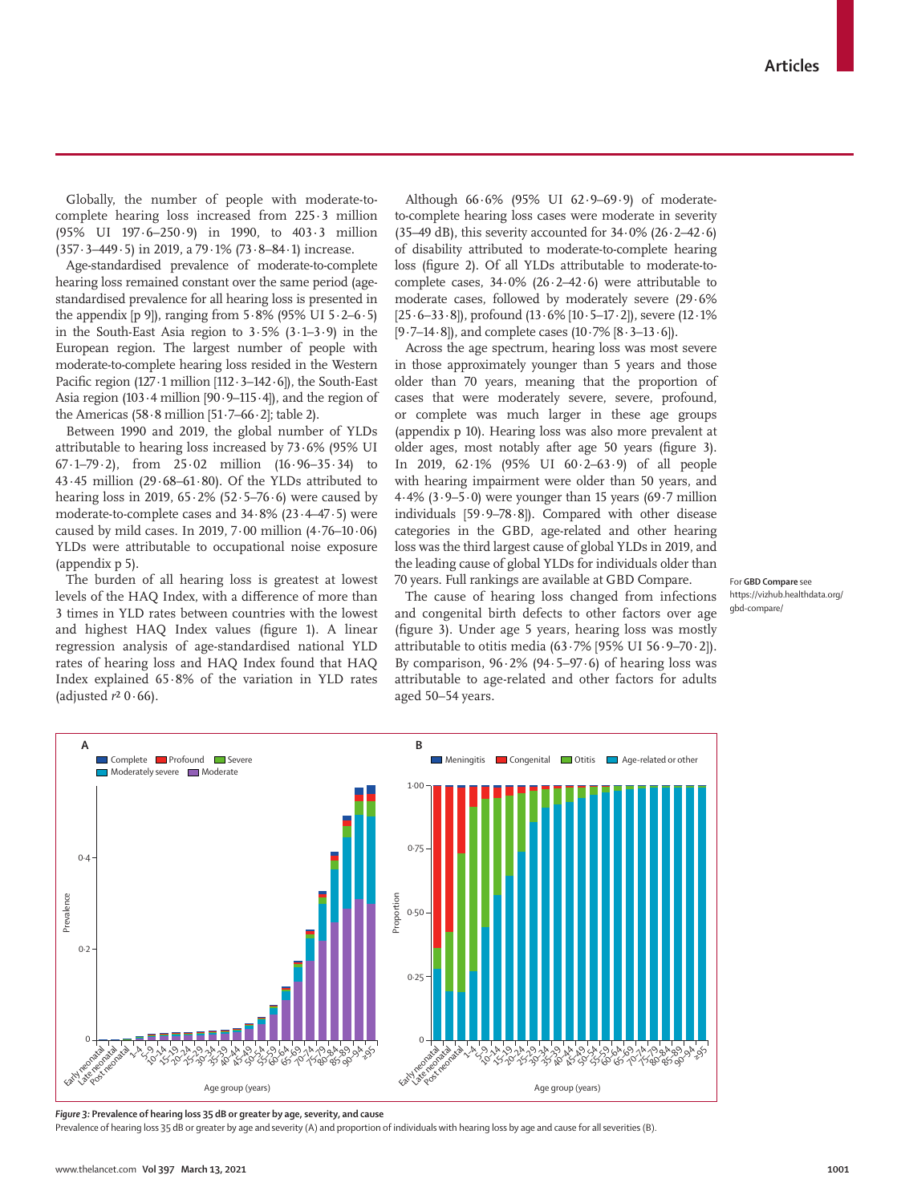Globally, the number of people with moderate-to-complete hearing loss increased from 225·3 million (95% UI 197·6–250·9) in 1990, to 403·3 million (357·3–449·5) in 2019, a 79·1% (73·8–84·1) increase.

Age-standardised prevalence of moderate-to-complete hearing loss remained constant over the same period (age-standardised prevalence for all hearing loss is presented in the appendix [p 9]), ranging from 5·8% (95% UI 5·2–6·5) in the South-East Asia region to 3·5% (3·1–3·9) in the European region. The largest number of people with moderate-to-complete hearing loss resided in the Western Pacific region (127·1 million [112·3–142·6]), the South-East Asia region (103·4 million [90·9–115·4]), and the region of the Americas (58·8 million [51·7–66·2]; table 2).

Between 1990 and 2019, the global number of YLDs attributable to hearing loss increased by 73·6% (95% UI 67·1–79·2), from 25·02 million (16·96–35·34) to 43·45 million (29·68–61·80). Of the YLDs attributed to hearing loss in 2019, 65·2% (52·5–76·6) were caused by moderate-to-complete cases and 34·8% (23·4–47·5) were caused by mild cases. In 2019, 7·00 million (4·76–10·06) YLDs were attributable to occupational noise exposure (appendix p 5).

The burden of all hearing loss is greatest at lowest levels of the HAQ Index, with a difference of more than 3 times in YLD rates between countries with the lowest and highest HAQ Index values (figure 1). A linear regression analysis of age-standardised national YLD rates of hearing loss and HAQ Index found that HAQ Index explained 65·8% of the variation in YLD rates (adjusted $r^2$ 0·66).

Although 66·6% (95% UI 62·9–69·9) of moderate-to-complete hearing loss cases were moderate in severity (35–49 dB), this severity accounted for 34·0% (26·2–42·6) of disability attributed to moderate-to-complete hearing loss (figure 2). Of all YLDs attributable to moderate-to-complete cases, 34·0% (26·2–42·6) were attributable to moderate cases, followed by moderately severe (29·6% [25·6–33·8]), profound (13·6% [10·5–17·2]), severe (12·1% [9·7–14·8]), and complete cases (10·7% [8·3–13·6]).

Across the age spectrum, hearing loss was most severe in those approximately younger than 5 years and those older than 70 years, meaning that the proportion of cases that were moderately severe, severe, profound, or complete was much larger in these age groups (appendix p 10). Hearing loss was also more prevalent at older ages, most notably after age 50 years (figure 3). In 2019, 62·1% (95% UI 60·2–63·9) of all people with hearing impairment were older than 50 years, and 4·4% (3·9–5·0) were younger than 15 years (69·7 million individuals [59·9–78·8]). Compared with other disease categories in the GBD, age-related and other hearing loss was the third largest cause of global YLDs in 2019, and the leading cause of global YLDs for individuals older than 70 years. Full rankings are available at GBD Compare.

For **GBD Compare** see https://vizhub.healthdata.org/gbd-compare/

The cause of hearing loss changed from infections and congenital birth defects to other factors over age (figure 3). Under age 5 years, hearing loss was mostly attributable to otitis media (63·7% [95% UI 56·9–70·2]). By comparison, 96·2% (94·5–97·6) of hearing loss was attributable to age-related and other factors for adults aged 50–54 years.

***Figure 3:* Prevalence of hearing loss 35 dB or greater by age, severity, and cause**

Prevalence of hearing loss 35 dB or greater by age and severity (A) and proportion of individuals with hearing loss by age and cause for all severities (B).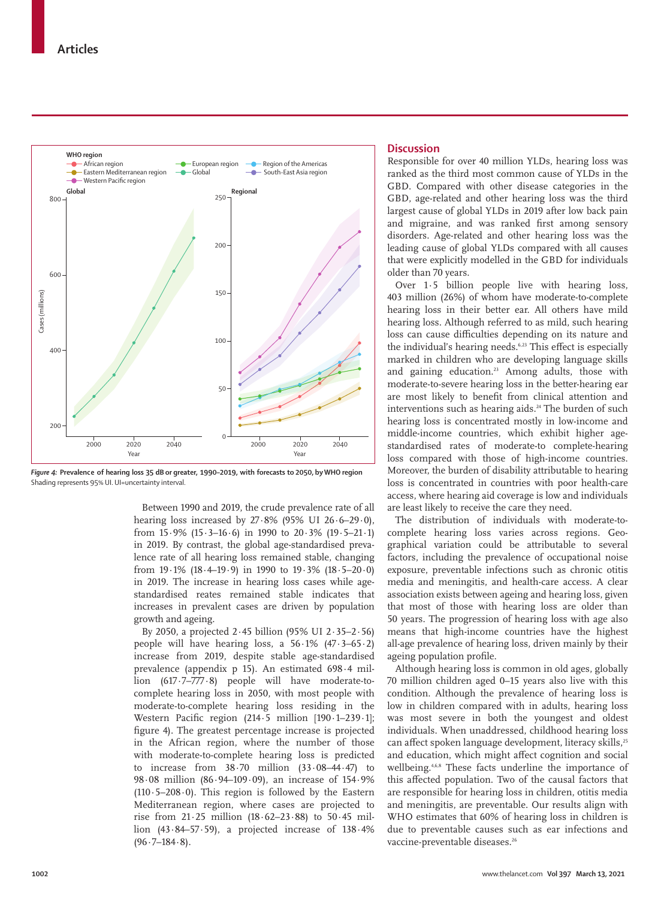Figure 4: Prevalence of hearing loss 35 dB or greater, 1990–2019, with forecasts to 2050, by WHO region
Shading represents 95% UI. UI=uncertainty interval.

Between 1990 and 2019, the crude prevalence rate of all hearing loss increased by 27·8% (95% UI 26·6–29·0), from 15·9% (15·3–16·6) in 1990 to 20·3% (19·5–21·1) in 2019. By contrast, the global age-standardised prevalence rate of all hearing loss remained stable, changing from 19·1% (18·4–19·9) in 1990 to 19·3% (18·5–20·0) in 2019. The increase in hearing loss cases while age-standardised reates remained stable indicates that increases in prevalent cases are driven by population growth and ageing.

By 2050, a projected 2·45 billion (95% UI 2·35–2·56) people will have hearing loss, a 56·1% (47·3–65·2) increase from 2019, despite stable age-standardised prevalence (appendix p 15). An estimated 698·4 million (617·7–777·8) people will have moderate-to-complete hearing loss in 2050, with most people with moderate-to-complete hearing loss residing in the Western Pacific region (214·5 million [190·1–239·1]; figure 4). The greatest percentage increase is projected in the African region, where the number of those with moderate-to-complete hearing loss is predicted to increase from 38·70 million (33·08–44·47) to 98·08 million (86·94–109·09), an increase of 154·9% (110·5–208·0). This region is followed by the Eastern Mediterranean region, where cases are projected to rise from 21·25 million (18·62–23·88) to 50·45 million (43·84–57·59), a projected increase of 138·4% (96·7–184·8).

## Discussion

Responsible for over 40 million YLDs, hearing loss was ranked as the third most common cause of YLDs in the GBD. Compared with other disease categories in the GBD, age-related and other hearing loss was the third largest cause of global YLDs in 2019 after low back pain and migraine, and was ranked first among sensory disorders. Age-related and other hearing loss was the leading cause of global YLDs compared with all causes that were explicitly modelled in the GBD for individuals older than 70 years.

Over 1·5 billion people live with hearing loss, 403 million (26%) of whom have moderate-to-complete hearing loss in their better ear. All others have mild hearing loss. Although referred to as mild, such hearing loss can cause difficulties depending on its nature and the individual's hearing needs.[6,23] This effect is especially marked in children who are developing language skills and gaining education.[23] Among adults, those with moderate-to-severe hearing loss in the better-hearing ear are most likely to benefit from clinical attention and interventions such as hearing aids.[24] The burden of such hearing loss is concentrated mostly in low-income and middle-income countries, which exhibit higher age-standardised rates of moderate-to complete-hearing loss compared with those of high-income countries. Moreover, the burden of disability attributable to hearing loss is concentrated in countries with poor health-care access, where hearing aid coverage is low and individuals are least likely to receive the care they need.

The distribution of individuals with moderate-to-complete hearing loss varies across regions. Geographical variation could be attributable to several factors, including the prevalence of occupational noise exposure, preventable infections such as chronic otitis media and meningitis, and health-care access. A clear association exists between ageing and hearing loss, given that most of those with hearing loss are older than 50 years. The progression of hearing loss with age also means that high-income countries have the highest all-age prevalence of hearing loss, driven mainly by their ageing population profile.

Although hearing loss is common in old ages, globally 70 million children aged 0–15 years also live with this condition. Although the prevalence of hearing loss is low in children compared with in adults, hearing loss was most severe in both the youngest and oldest individuals. When unaddressed, childhood hearing loss can affect spoken language development, literacy skills,[25] and education, which might affect cognition and social wellbeing.[4,6,8] These facts underline the importance of this affected population. Two of the causal factors that are responsible for hearing loss in children, otitis media and meningitis, are preventable. Our results align with WHO estimates that 60% of hearing loss in children is due to preventable causes such as ear infections and vaccine-preventable diseases.[26]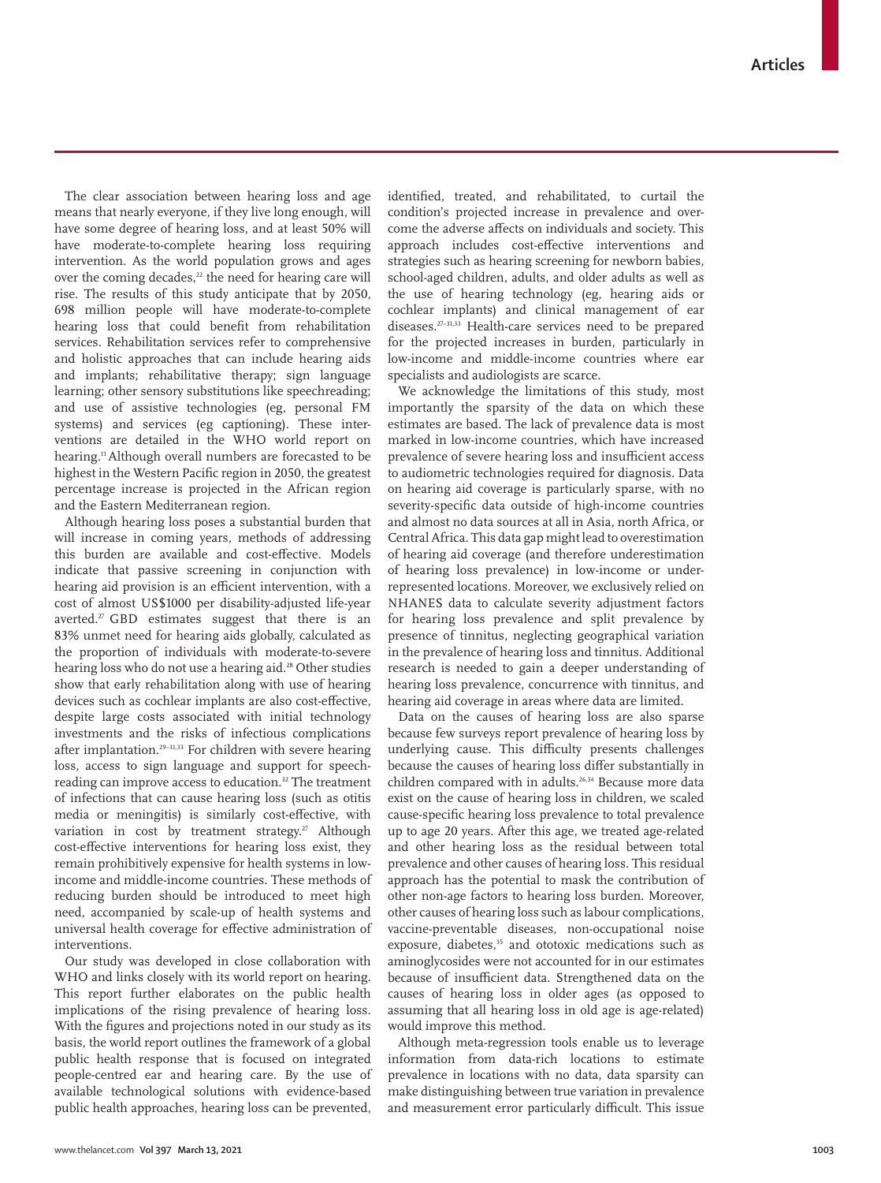The clear association between hearing loss and age means that nearly everyone, if they live long enough, will have some degree of hearing loss, and at least 50% will have moderate-to-complete hearing loss requiring intervention. As the world population grows and ages over the coming decades,[22] the need for hearing care will rise. The results of this study anticipate that by 2050, 698 million people will have moderate-to-complete hearing loss that could benefit from rehabilitation services. Rehabilitation services refer to comprehensive and holistic approaches that can include hearing aids and implants; rehabilitative therapy; sign language learning; other sensory substitutions like speechreading; and use of assistive technologies (eg, personal FM systems) and services (eg captioning). These interventions are detailed in the WHO world report on hearing.[11] Although overall numbers are forecasted to be highest in the Western Pacific region in 2050, the greatest percentage increase is projected in the African region and the Eastern Mediterranean region.

Although hearing loss poses a substantial burden that will increase in coming years, methods of addressing this burden are available and cost-effective. Models indicate that passive screening in conjunction with hearing aid provision is an efficient intervention, with a cost of almost US$1000 per disability-adjusted life-year averted.[27] GBD estimates suggest that there is an 83% unmet need for hearing aids globally, calculated as the proportion of individuals with moderate-to-severe hearing loss who do not use a hearing aid.[28] Other studies show that early rehabilitation along with use of hearing devices such as cochlear implants are also cost-effective, despite large costs associated with initial technology investments and the risks of infectious complications after implantation.[29–31,33] For children with severe hearing loss, access to sign language and support for speechreading can improve access to education.[32] The treatment of infections that can cause hearing loss (such as otitis media or meningitis) is similarly cost-effective, with variation in cost by treatment strategy.[27] Although cost-effective interventions for hearing loss exist, they remain prohibitively expensive for health systems in low-income and middle-income countries. These methods of reducing burden should be introduced to meet high need, accompanied by scale-up of health systems and universal health coverage for effective administration of interventions.

Our study was developed in close collaboration with WHO and links closely with its world report on hearing. This report further elaborates on the public health implications of the rising prevalence of hearing loss. With the figures and projections noted in our study as its basis, the world report outlines the framework of a global public health response that is focused on integrated people-centred ear and hearing care. By the use of available technological solutions with evidence-based public health approaches, hearing loss can be prevented, identified, treated, and rehabilitated, to curtail the condition's projected increase in prevalence and overcome the adverse affects on individuals and society. This approach includes cost-effective interventions and strategies such as hearing screening for newborn babies, school-aged children, adults, and older adults as well as the use of hearing technology (eg, hearing aids or cochlear implants) and clinical management of ear diseases.[27–31,33] Health-care services need to be prepared for the projected increases in burden, particularly in low-income and middle-income countries where ear specialists and audiologists are scarce.

We acknowledge the limitations of this study, most importantly the sparsity of the data on which these estimates are based. The lack of prevalence data is most marked in low-income countries, which have increased prevalence of severe hearing loss and insufficient access to audiometric technologies required for diagnosis. Data on hearing aid coverage is particularly sparse, with no severity-specific data outside of high-income countries and almost no data sources at all in Asia, north Africa, or Central Africa. This data gap might lead to overestimation of hearing aid coverage (and therefore underestimation of hearing loss prevalence) in low-income or under-represented locations. Moreover, we exclusively relied on NHANES data to calculate severity adjustment factors for hearing loss prevalence and split prevalence by presence of tinnitus, neglecting geographical variation in the prevalence of hearing loss and tinnitus. Additional research is needed to gain a deeper understanding of hearing loss prevalence, concurrence with tinnitus, and hearing aid coverage in areas where data are limited.

Data on the causes of hearing loss are also sparse because few surveys report prevalence of hearing loss by underlying cause. This difficulty presents challenges because the causes of hearing loss differ substantially in children compared with in adults.[26,34] Because more data exist on the cause of hearing loss in children, we scaled cause-specific hearing loss prevalence to total prevalence up to age 20 years. After this age, we treated age-related and other hearing loss as the residual between total prevalence and other causes of hearing loss. This residual approach has the potential to mask the contribution of other non-age factors to hearing loss burden. Moreover, other causes of hearing loss such as labour complications, vaccine-preventable diseases, non-occupational noise exposure, diabetes,[35] and ototoxic medications such as aminoglycosides were not accounted for in our estimates because of insufficient data. Strengthened data on the causes of hearing loss in older ages (as opposed to assuming that all hearing loss in old age is age-related) would improve this method.

Although meta-regression tools enable us to leverage information from data-rich locations to estimate prevalence in locations with no data, data sparsity can make distinguishing between true variation in prevalence and measurement error particularly difficult. This issue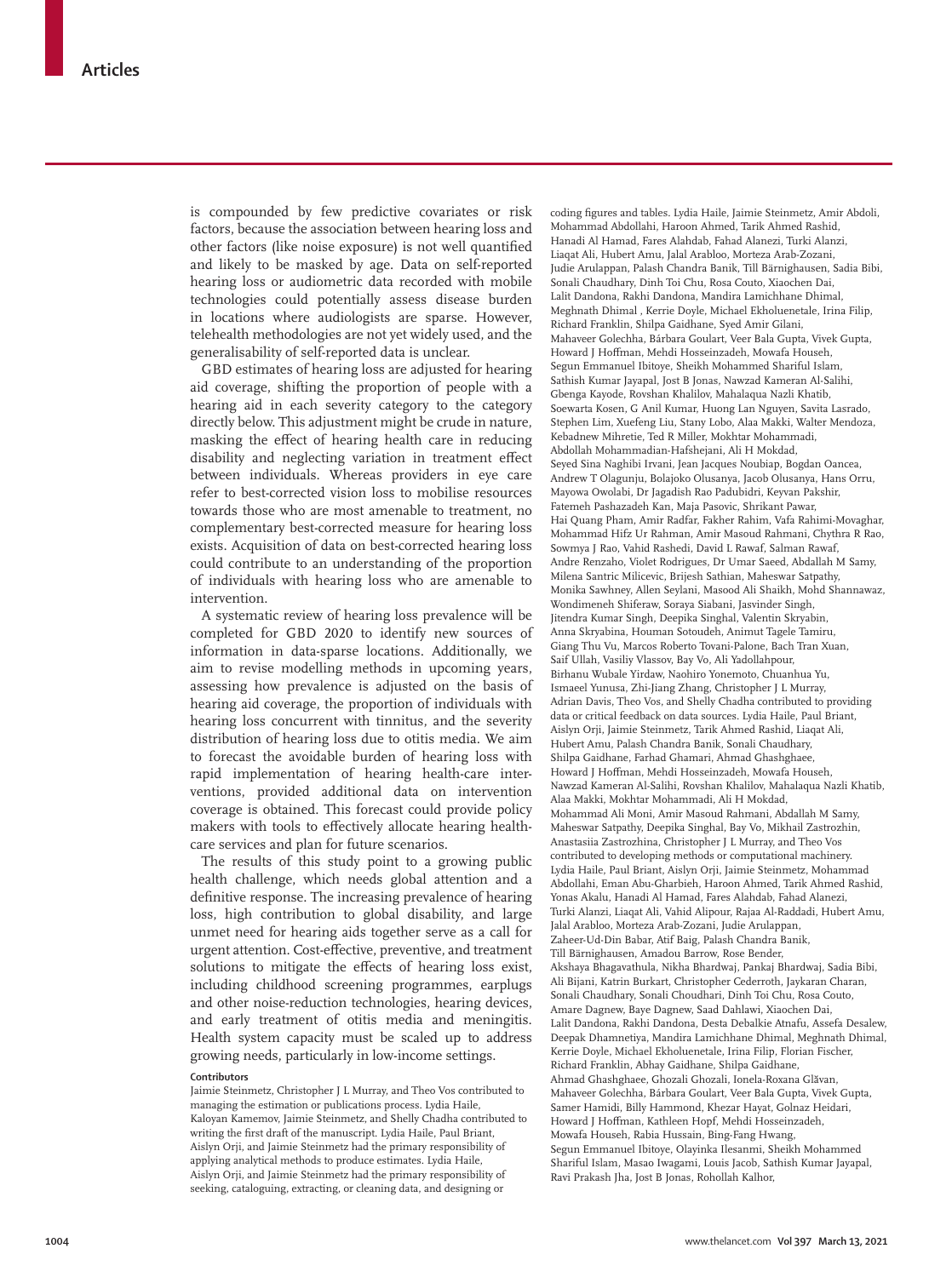is compounded by few predictive covariates or risk factors, because the association between hearing loss and other factors (like noise exposure) is not well quantified and likely to be masked by age. Data on self-reported hearing loss or audiometric data recorded with mobile technologies could potentially assess disease burden in locations where audiologists are sparse. However, telehealth methodologies are not yet widely used, and the generalisability of self-reported data is unclear.

GBD estimates of hearing loss are adjusted for hearing aid coverage, shifting the proportion of people with a hearing aid in each severity category to the category directly below. This adjustment might be crude in nature, masking the effect of hearing health care in reducing disability and neglecting variation in treatment effect between individuals. Whereas providers in eye care refer to best-corrected vision loss to mobilise resources towards those who are most amenable to treatment, no complementary best-corrected measure for hearing loss exists. Acquisition of data on best-corrected hearing loss could contribute to an understanding of the proportion of individuals with hearing loss who are amenable to intervention.

A systematic review of hearing loss prevalence will be completed for GBD 2020 to identify new sources of information in data-sparse locations. Additionally, we aim to revise modelling methods in upcoming years, assessing how prevalence is adjusted on the basis of hearing aid coverage, the proportion of individuals with hearing loss concurrent with tinnitus, and the severity distribution of hearing loss due to otitis media. We aim to forecast the avoidable burden of hearing loss with rapid implementation of hearing health-care interventions, provided additional data on intervention coverage is obtained. This forecast could provide policy makers with tools to effectively allocate hearing health-care services and plan for future scenarios.

The results of this study point to a growing public health challenge, which needs global attention and a definitive response. The increasing prevalence of hearing loss, high contribution to global disability, and large unmet need for hearing aids together serve as a call for urgent attention. Cost-effective, preventive, and treatment solutions to mitigate the effects of hearing loss exist, including childhood screening programmes, earplugs and other noise-reduction technologies, hearing devices, and early treatment of otitis media and meningitis. Health system capacity must be scaled up to address growing needs, particularly in low-income settings.

#### Contributors

Jaimie Steinmetz, Christopher J L Murray, and Theo Vos contributed to managing the estimation or publications process. Lydia Haile, Kaloyan Kamenov, Jaimie Steinmetz, and Shelly Chadha contributed to writing the first draft of the manuscript. Lydia Haile, Paul Briant, Aislyn Orji, and Jaimie Steinmetz had the primary responsibility of applying analytical methods to produce estimates. Lydia Haile, Aislyn Orji, and Jaimie Steinmetz had the primary responsibility of seeking, cataloguing, extracting, or cleaning data, and designing or coding figures and tables. Lydia Haile, Jaimie Steinmetz, Amir Abdoli, Mohammad Abdollahi, Haroon Ahmed, Tarik Ahmed Rashid, Hanadi Al Hamad, Fares Alahdab, Fahad Alanezi, Turki Alanzi, Liaqat Ali, Hubert Amu, Jalal Arabloo, Morteza Arab-Zozani, Judie Arulappan, Palash Chandra Banik, Till Bärnighausen, Sadia Bibi, Sonali Chaudhary, Dinh Toi Chu, Rosa Couto, Xiaochen Dai, Lalit Dandona, Rakhi Dandona, Mandira Lamichhane Dhimal, Meghnath Dhimal , Kerrie Doyle, Michael Ekholuenetale, Irina Filip, Richard Franklin, Shilpa Gaidhane, Syed Amir Gilani, Mahaveer Golechha, Bárbara Goulart, Veer Bala Gupta, Vivek Gupta, Howard J Hoffman, Mehdi Hosseinzadeh, Mowafa Househ, Segun Emmanuel Ibitoye, Sheikh Mohammed Shariful Islam, Sathish Kumar Jayapal, Jost B Jonas, Nawzad Kameran Al-Salihi, Gbenga Kayode, Rovshan Khalilov, Mahalaqua Nazli Khatib, Soewarta Kosen, G Anil Kumar, Huong Lan Nguyen, Savita Lasrado, Stephen Lim, Xuefeng Liu, Stany Lobo, Alaa Makki, Walter Mendoza, Kebadnew Mihretie, Ted R Miller, Mokhtar Mohammadi, Abdollah Mohammadian-Hafshejani, Ali H Mokdad, Seyed Sina Naghibi Irvani, Jean Jacques Noubiap, Bogdan Oancea, Andrew T Olagunju, Bolajoko Olusanya, Jacob Olusanya, Hans Orru, Mayowa Owolabi, Dr Jagadish Rao Padubidri, Keyvan Pakshir, Fatemeh Pashazadeh Kan, Maja Pasovic, Shrikant Pawar, Hai Quang Pham, Amir Radfar, Fakher Rahim, Vafa Rahimi-Movaghar, Mohammad Hifz Ur Rahman, Amir Masoud Rahmani, Chythra R Rao, Sowmya J Rao, Vahid Rashedi, David L Rawaf, Salman Rawaf, Andre Renzaho, Violet Rodrigues, Dr Umar Saeed, Abdallah M Samy, Milena Santric Milicevic, Brijesh Sathian, Maheswar Satpathy, Monika Sawhney, Allen Seylani, Masood Ali Shaikh, Mohd Shannawaz, Wondimeneh Shiferaw, Soraya Siabani, Jasvinder Singh, Jitendra Kumar Singh, Deepika Singhal, Valentin Skryabin, Anna Skryabina, Houman Sotoudeh, Animut Tagele Tamiru, Giang Thu Vu, Marcos Roberto Tovani-Palone, Bach Tran Xuan, Saif Ullah, Vasiliy Vlassov, Bay Vo, Ali Yadollahpour, Birhanu Wubale Yirdaw, Naohiro Yonemoto, Chuanhua Yu, Ismaeel Yunusa, Zhi-Jiang Zhang, Christopher J L Murray, Adrian Davis, Theo Vos, and Shelly Chadha contributed to providing data or critical feedback on data sources. Lydia Haile, Paul Briant, Aislyn Orji, Jaimie Steinmetz, Tarik Ahmed Rashid, Liaqat Ali, Hubert Amu, Palash Chandra Banik, Sonali Chaudhary, Shilpa Gaidhane, Farhad Ghamari, Ahmad Ghashghaee, Howard J Hoffman, Mehdi Hosseinzadeh, Mowafa Househ, Nawzad Kameran Al-Salihi, Rovshan Khalilov, Mahalaqua Nazli Khatib, Alaa Makki, Mokhtar Mohammadi, Ali H Mokdad, Mohammad Ali Moni, Amir Masoud Rahmani, Abdallah M Samy, Maheswar Satpathy, Deepika Singhal, Bay Vo, Mikhail Zastrozhin, Anastasiia Zastrozhina, Christopher J L Murray, and Theo Vos contributed to developing methods or computational machinery. Lydia Haile, Paul Briant, Aislyn Orji, Jaimie Steinmetz, Mohammad Abdollahi, Eman Abu-Gharbieh, Haroon Ahmed, Tarik Ahmed Rashid, Yonas Akalu, Hanadi Al Hamad, Fares Alahdab, Fahad Alanezi, Turki Alanzi, Liaqat Ali, Vahid Alipour, Rajaa Al-Raddadi, Hubert Amu, Jalal Arabloo, Morteza Arab-Zozani, Judie Arulappan, Zaheer-Ud-Din Babar, Atif Baig, Palash Chandra Banik, Till Bärnighausen, Amadou Barrow, Rose Bender, Akshaya Bhagavathula, Nikha Bhardwaj, Pankaj Bhardwaj, Sadia Bibi, Ali Bijani, Katrin Burkart, Christopher Cederroth, Jaykaran Charan, Sonali Chaudhary, Sonali Choudhari, Dinh Toi Chu, Rosa Couto, Amare Dagnew, Baye Dagnew, Saad Dahlawi, Xiaochen Dai, Lalit Dandona, Rakhi Dandona, Desta Debalkie Atnafu, Assefa Desalew, Deepak Dhamnetiya, Mandira Lamichhane Dhimal, Meghnath Dhimal, Kerrie Doyle, Michael Ekholuenetale, Irina Filip, Florian Fischer, Richard Franklin, Abhay Gaidhane, Shilpa Gaidhane, Ahmad Ghashghaee, Ghozali Ghozali, Ionela-Roxana Glăvan, Mahaveer Golechha, Bárbara Goulart, Veer Bala Gupta, Vivek Gupta, Samer Hamidi, Billy Hammond, Khezar Hayat, Golnaz Heidari, Howard J Hoffman, Kathleen Hopf, Mehdi Hosseinzadeh, Mowafa Househ, Rabia Hussain, Bing-Fang Hwang, Segun Emmanuel Ibitoye, Olayinka Ilesanmi, Sheikh Mohammed Shariful Islam, Masao Iwagami, Louis Jacob, Sathish Kumar Jayapal, Ravi Prakash Jha, Jost B Jonas, Rohollah Kalhor,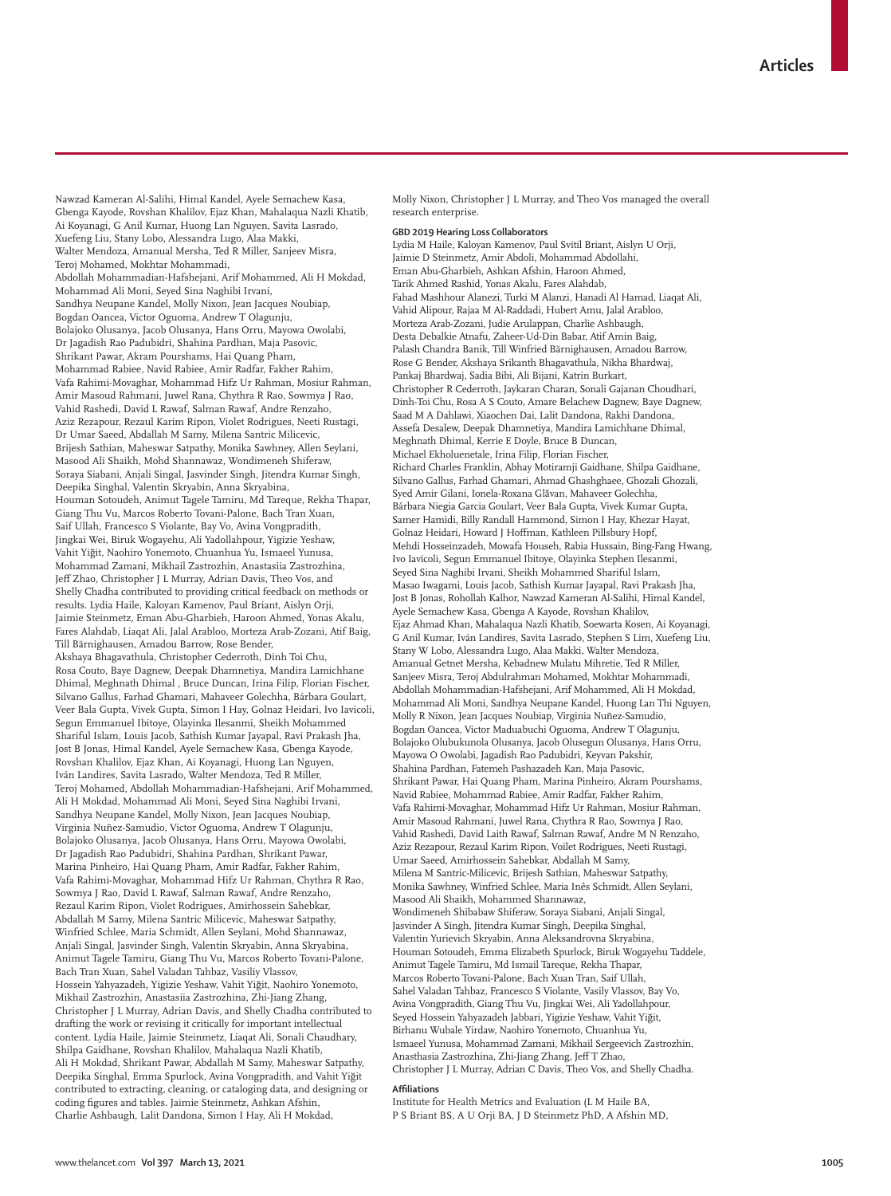Nawzad Kameran Al-Salihi, Himal Kandel, Ayele Semachew Kasa, Gbenga Kayode, Rovshan Khalilov, Ejaz Khan, Mahalaqua Nazli Khatib, Ai Koyanagi, G Anil Kumar, Huong Lan Nguyen, Savita Lasrado, Xuefeng Liu, Stany Lobo, Alessandra Lugo, Alaa Makki, Walter Mendoza, Amanual Mersha, Ted R Miller, Sanjeev Misra, Teroj Mohamed, Mokhtar Mohammadi, Abdollah Mohammadian-Hafshejani, Arif Mohammed, Ali H Mokdad, Mohammad Ali Moni, Seyed Sina Naghibi Irvani, Sandhya Neupane Kandel, Molly Nixon, Jean Jacques Noubiap, Bogdan Oancea, Victor Oguoma, Andrew T Olagunju, Bolajoko Olusanya, Jacob Olusanya, Hans Orru, Mayowa Owolabi, Dr Jagadish Rao Padubidri, Shahina Pardhan, Maja Pasovic, Shrikant Pawar, Akram Pourshams, Hai Quang Pham, Mohammad Rabiee, Navid Rabiee, Amir Radfar, Fakher Rahim, Vafa Rahimi-Movaghar, Mohammad Hifz Ur Rahman, Mosiur Rahman, Amir Masoud Rahmani, Juwel Rana, Chythra R Rao, Sowmya J Rao, Vahid Rashedi, David L Rawaf, Salman Rawaf, Andre Renzaho, Aziz Rezapour, Rezaul Karim Ripon, Violet Rodrigues, Neeti Rustagi, Dr Umar Saeed, Abdallah M Samy, Milena Santric Milicevic, Brijesh Sathian, Maheswar Satpathy, Monika Sawhney, Allen Seylani, Masood Ali Shaikh, Mohd Shannawaz, Wondimeneh Shiferaw, Soraya Siabani, Anjali Singal, Jasvinder Singh, Jitendra Kumar Singh, Deepika Singhal, Valentin Skryabin, Anna Skryabina, Houman Sotoudeh, Animut Tagele Tamiru, Md Tareque, Rekha Thapar, Giang Thu Vu, Marcos Roberto Tovani-Palone, Bach Tran Xuan, Saif Ullah, Francesco S Violante, Bay Vo, Avina Vongpradith, Jingkai Wei, Biruk Wogayehu, Ali Yadollahpour, Yigizie Yeshaw, Vahit Yiğit, Naohiro Yonemoto, Chuanhua Yu, Ismaeel Yunusa, Mohammad Zamani, Mikhail Zastrozhin, Anastasiia Zastrozhina, Jeff Zhao, Christopher J L Murray, Adrian Davis, Theo Vos, and Shelly Chadha contributed to providing critical feedback on methods or results. Lydia Haile, Kaloyan Kamenov, Paul Briant, Aislyn Orji, Jaimie Steinmetz, Eman Abu-Gharbieh, Haroon Ahmed, Yonas Akalu, Fares Alahdab, Liaqat Ali, Jalal Arabloo, Morteza Arab-Zozani, Atif Baig, Till Bärnighausen, Amadou Barrow, Rose Bender, Akshaya Bhagavathula, Christopher Cederroth, Dinh Toi Chu, Rosa Couto, Baye Dagnew, Deepak Dhamnetiya, Mandira Lamichhane Dhimal, Meghnath Dhimal , Bruce Duncan, Irina Filip, Florian Fischer, Silvano Gallus, Farhad Ghamari, Mahaveer Golechha, Bárbara Goulart, Veer Bala Gupta, Vivek Gupta, Simon I Hay, Golnaz Heidari, Ivo Iavicoli, Segun Emmanuel Ibitoye, Olayinka Ilesanmi, Sheikh Mohammed Shariful Islam, Louis Jacob, Sathish Kumar Jayapal, Ravi Prakash Jha, Jost B Jonas, Himal Kandel, Ayele Semachew Kasa, Gbenga Kayode, Rovshan Khalilov, Ejaz Khan, Ai Koyanagi, Huong Lan Nguyen, Iván Landires, Savita Lasrado, Walter Mendoza, Ted R Miller, Teroj Mohamed, Abdollah Mohammadian-Hafshejani, Arif Mohammed, Ali H Mokdad, Mohammad Ali Moni, Seyed Sina Naghibi Irvani, Sandhya Neupane Kandel, Molly Nixon, Jean Jacques Noubiap, Virginia Nuñez-Samudio, Victor Oguoma, Andrew T Olagunju, Bolajoko Olusanya, Jacob Olusanya, Hans Orru, Mayowa Owolabi, Dr Jagadish Rao Padubidri, Shahina Pardhan, Shrikant Pawar, Marina Pinheiro, Hai Quang Pham, Amir Radfar, Fakher Rahim, Vafa Rahimi-Movaghar, Mohammad Hifz Ur Rahman, Chythra R Rao, Sowmya J Rao, David L Rawaf, Salman Rawaf, Andre Renzaho, Rezaul Karim Ripon, Violet Rodrigues, Amirhossein Sahebkar, Abdallah M Samy, Milena Santric Milicevic, Maheswar Satpathy, Winfried Schlee, Maria Schmidt, Allen Seylani, Mohd Shannawaz, Anjali Singal, Jasvinder Singh, Valentin Skryabin, Anna Skryabina, Animut Tagele Tamiru, Giang Thu Vu, Marcos Roberto Tovani-Palone, Bach Tran Xuan, Sahel Valadan Tahbaz, Vasiliy Vlassov, Hossein Yahyazadeh, Yigizie Yeshaw, Vahit Yiğit, Naohiro Yonemoto, Mikhail Zastrozhin, Anastasiia Zastrozhina, Zhi-Jiang Zhang, Christopher J L Murray, Adrian Davis, and Shelly Chadha contributed to drafting the work or revising it critically for important intellectual content. Lydia Haile, Jaimie Steinmetz, Liaqat Ali, Sonali Chaudhary, Shilpa Gaidhane, Rovshan Khalilov, Mahalaqua Nazli Khatib, Ali H Mokdad, Shrikant Pawar, Abdallah M Samy, Maheswar Satpathy, Deepika Singhal, Emma Spurlock, Avina Vongpradith, and Vahit Yiğit contributed to extracting, cleaning, or cataloging data, and designing or coding figures and tables. Jaimie Steinmetz, Ashkan Afshin, Charlie Ashbaugh, Lalit Dandona, Simon I Hay, Ali H Mokdad, Molly Nixon, Christopher J L Murray, and Theo Vos managed the overall research enterprise.

**GBD 2019 Hearing Loss Collaborators**

Lydia M Haile, Kaloyan Kamenov, Paul Svitil Briant, Aislyn U Orji, Jaimie D Steinmetz, Amir Abdoli, Mohammad Abdollahi, Eman Abu-Gharbieh, Ashkan Afshin, Haroon Ahmed, Tarik Ahmed Rashid, Yonas Akalu, Fares Alahdab, Fahad Mashhour Alanezi, Turki M Alanzi, Hanadi Al Hamad, Liaqat Ali, Vahid Alipour, Rajaa M Al-Raddadi, Hubert Amu, Jalal Arabloo, Morteza Arab-Zozani, Judie Arulappan, Charlie Ashbaugh, Desta Debalkie Atnafu, Zaheer-Ud-Din Babar, Atif Amin Baig, Palash Chandra Banik, Till Winfried Bärnighausen, Amadou Barrow, Rose G Bender, Akshaya Srikanth Bhagavathula, Nikha Bhardwaj, Pankaj Bhardwaj, Sadia Bibi, Ali Bijani, Katrin Burkart, Christopher R Cederroth, Jaykaran Charan, Sonali Gajanan Choudhari, Dinh-Toi Chu, Rosa A S Couto, Amare Belachew Dagnew, Baye Dagnew, Saad M A Dahlawi, Xiaochen Dai, Lalit Dandona, Rakhi Dandona, Assefa Desalew, Deepak Dhamnetiya, Mandira Lamichhane Dhimal, Meghnath Dhimal, Kerrie E Doyle, Bruce B Duncan, Michael Ekholuenetale, Irina Filip, Florian Fischer, Richard Charles Franklin, Abhay Motiramji Gaidhane, Shilpa Gaidhane, Silvano Gallus, Farhad Ghamari, Ahmad Ghashghaee, Ghozali Ghozali, Syed Amir Gilani, Ionela-Roxana Glăvan, Mahaveer Golechha, Bárbara Niegia Garcia Goulart, Veer Bala Gupta, Vivek Kumar Gupta, Samer Hamidi, Billy Randall Hammond, Simon I Hay, Khezar Hayat, Golnaz Heidari, Howard J Hoffman, Kathleen Pillsbury Hopf, Mehdi Hosseinzadeh, Mowafa Househ, Rabia Hussain, Bing-Fang Hwang, Ivo Iavicoli, Segun Emmanuel Ibitoye, Olayinka Stephen Ilesanmi, Seyed Sina Naghibi Irvani, Sheikh Mohammed Shariful Islam, Masao Iwagami, Louis Jacob, Sathish Kumar Jayapal, Ravi Prakash Jha, Jost B Jonas, Rohollah Kalhor, Nawzad Kameran Al-Salihi, Himal Kandel, Ayele Semachew Kasa, Gbenga A Kayode, Rovshan Khalilov, Ejaz Ahmad Khan, Mahalaqua Nazli Khatib, Soewarta Kosen, Ai Koyanagi, G Anil Kumar, Iván Landires, Savita Lasrado, Stephen S Lim, Xuefeng Liu, Stany W Lobo, Alessandra Lugo, Alaa Makki, Walter Mendoza, Amanual Getnet Mersha, Kebadnew Mulatu Mihretie, Ted R Miller, Sanjeev Misra, Teroj Abdulrahman Mohamed, Mokhtar Mohammadi, Abdollah Mohammadian-Hafshejani, Arif Mohammed, Ali H Mokdad, Mohammad Ali Moni, Sandhya Neupane Kandel, Huong Lan Thi Nguyen, Molly R Nixon, Jean Jacques Noubiap, Virginia Nuñez-Samudio, Bogdan Oancea, Victor Maduabuchi Oguoma, Andrew T Olagunju, Bolajoko Olubukunola Olusanya, Jacob Olusegun Olusanya, Hans Orru, Mayowa O Owolabi, Jagadish Rao Padubidri, Keyvan Pakshir, Shahina Pardhan, Fatemeh Pashazadeh Kan, Maja Pasovic, Shrikant Pawar, Hai Quang Pham, Marina Pinheiro, Akram Pourshams, Navid Rabiee, Mohammad Rabiee, Amir Radfar, Fakher Rahim, Vafa Rahimi-Movaghar, Mohammad Hifz Ur Rahman, Mosiur Rahman, Amir Masoud Rahmani, Juwel Rana, Chythra R Rao, Sowmya J Rao, Vahid Rashedi, David Laith Rawaf, Salman Rawaf, Andre M N Renzaho, Aziz Rezapour, Rezaul Karim Ripon, Voilet Rodrigues, Neeti Rustagi, Umar Saeed, Amirhossein Sahebkar, Abdallah M Samy, Milena M Santric-Milicevic, Brijesh Sathian, Maheswar Satpathy, Monika Sawhney, Winfried Schlee, Maria Inês Schmidt, Allen Seylani, Masood Ali Shaikh, Mohammed Shannawaz, Wondimeneh Shibabaw Shiferaw, Soraya Siabani, Anjali Singal, Jasvinder A Singh, Jitendra Kumar Singh, Deepika Singhal, Valentin Yurievich Skryabin, Anna Aleksandrovna Skryabina, Houman Sotoudeh, Emma Elizabeth Spurlock, Biruk Wogayehu Taddele, Animut Tagele Tamiru, Md Ismail Tareque, Rekha Thapar, Marcos Roberto Tovani-Palone, Bach Xuan Tran, Saif Ullah, Sahel Valadan Tahbaz, Francesco S Violante, Vasily Vlassov, Bay Vo, Avina Vongpradith, Giang Thu Vu, Jingkai Wei, Ali Yadollahpour, Seyed Hossein Yahyazadeh Jabbari, Yigizie Yeshaw, Vahit Yiğit, Birhanu Wubale Yirdaw, Naohiro Yonemoto, Chuanhua Yu, Ismaeel Yunusa, Mohammad Zamani, Mikhail Sergeevich Zastrozhin, Anasthasia Zastrozhina, Zhi-Jiang Zhang, Jeff T Zhao, Christopher J L Murray, Adrian C Davis, Theo Vos, and Shelly Chadha.

**Affiliations**

Institute for Health Metrics and Evaluation (L M Haile BA, P S Briant BS, A U Orji BA, J D Steinmetz PhD, A Afshin MD,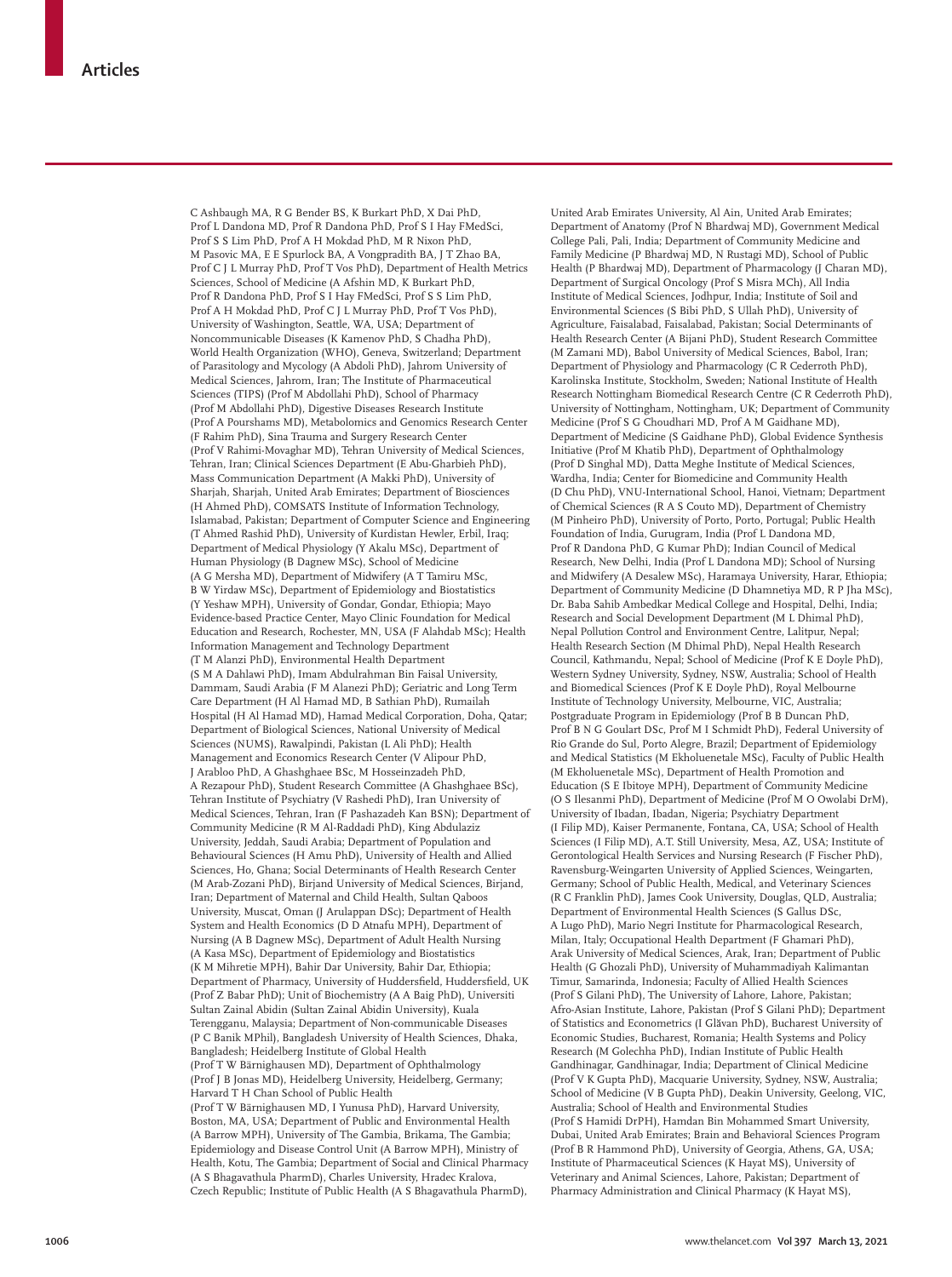C Ashbaugh MA, R G Bender BS, K Burkart PhD, X Dai PhD, Prof L Dandona MD, Prof R Dandona PhD, Prof S I Hay FMedSci, Prof S S Lim PhD, Prof A H Mokdad PhD, M R Nixon PhD, M Pasovic MA, E E Spurlock BA, A Vongpradith BA, J T Zhao BA, Prof C J L Murray PhD, Prof T Vos PhD), Department of Health Metrics Sciences, School of Medicine (A Afshin MD, K Burkart PhD, Prof R Dandona PhD, Prof S I Hay FMedSci, Prof S S Lim PhD, Prof A H Mokdad PhD, Prof C J L Murray PhD, Prof T Vos PhD), University of Washington, Seattle, WA, USA; Department of Noncommunicable Diseases (K Kamenov PhD, S Chadha PhD), World Health Organization (WHO), Geneva, Switzerland; Department of Parasitology and Mycology (A Abdoli PhD), Jahrom University of Medical Sciences, Jahrom, Iran; The Institute of Pharmaceutical Sciences (TIPS) (Prof M Abdollahi PhD), School of Pharmacy (Prof M Abdollahi PhD), Digestive Diseases Research Institute (Prof A Pourshams MD), Metabolomics and Genomics Research Center (F Rahim PhD), Sina Trauma and Surgery Research Center (Prof V Rahimi-Movaghar MD), Tehran University of Medical Sciences, Tehran, Iran; Clinical Sciences Department (E Abu-Gharbieh PhD), Mass Communication Department (A Makki PhD), University of Sharjah, Sharjah, United Arab Emirates; Department of Biosciences (H Ahmed PhD), COMSATS Institute of Information Technology, Islamabad, Pakistan; Department of Computer Science and Engineering (T Ahmed Rashid PhD), University of Kurdistan Hewler, Erbil, Iraq; Department of Medical Physiology (Y Akalu MSc), Department of Human Physiology (B Dagnew MSc), School of Medicine (A G Mersha MD), Department of Midwifery (A T Tamiru MSc, B W Yirdaw MSc), Department of Epidemiology and Biostatistics (Y Yeshaw MPH), University of Gondar, Gondar, Ethiopia; Mayo Evidence-based Practice Center, Mayo Clinic Foundation for Medical Education and Research, Rochester, MN, USA (F Alahdab MSc); Health Information Management and Technology Department (T M Alanzi PhD), Environmental Health Department (S M A Dahlawi PhD), Imam Abdulrahman Bin Faisal University, Dammam, Saudi Arabia (F M Alanezi PhD); Geriatric and Long Term Care Department (H Al Hamad MD, B Sathian PhD), Rumailah Hospital (H Al Hamad MD), Hamad Medical Corporation, Doha, Qatar; Department of Biological Sciences, National University of Medical Sciences (NUMS), Rawalpindi, Pakistan (L Ali PhD); Health Management and Economics Research Center (V Alipour PhD, J Arabloo PhD, A Ghashghaee BSc, M Hosseinzadeh PhD, A Rezapour PhD), Student Research Committee (A Ghashghaee BSc), Tehran Institute of Psychiatry (V Rashedi PhD), Iran University of Medical Sciences, Tehran, Iran (F Pashazadeh Kan BSN); Department of Community Medicine (R M Al-Raddadi PhD), King Abdulaziz University, Jeddah, Saudi Arabia; Department of Population and Behavioural Sciences (H Amu PhD), University of Health and Allied Sciences, Ho, Ghana; Social Determinants of Health Research Center (M Arab-Zozani PhD), Birjand University of Medical Sciences, Birjand, Iran; Department of Maternal and Child Health, Sultan Qaboos University, Muscat, Oman (J Arulappan DSc); Department of Health System and Health Economics (D D Atnafu MPH), Department of Nursing (A B Dagnew MSc), Department of Adult Health Nursing (A Kasa MSc), Department of Epidemiology and Biostatistics (K M Mihretie MPH), Bahir Dar University, Bahir Dar, Ethiopia; Department of Pharmacy, University of Huddersfield, Huddersfield, UK (Prof Z Babar PhD); Unit of Biochemistry (A A Baig PhD), Universiti Sultan Zainal Abidin (Sultan Zainal Abidin University), Kuala Terengganu, Malaysia; Department of Non-communicable Diseases (P C Banik MPhil), Bangladesh University of Health Sciences, Dhaka, Bangladesh; Heidelberg Institute of Global Health (Prof T W Bärnighausen MD), Department of Ophthalmology (Prof J B Jonas MD), Heidelberg University, Heidelberg, Germany; Harvard T H Chan School of Public Health (Prof T W Bärnighausen MD, I Yunusa PhD), Harvard University, Boston, MA, USA; Department of Public and Environmental Health (A Barrow MPH), University of The Gambia, Brikama, The Gambia; Epidemiology and Disease Control Unit (A Barrow MPH), Ministry of Health, Kotu, The Gambia; Department of Social and Clinical Pharmacy (A S Bhagavathula PharmD), Charles University, Hradec Kralova, Czech Republic; Institute of Public Health (A S Bhagavathula PharmD), United Arab Emirates University, Al Ain, United Arab Emirates; Department of Anatomy (Prof N Bhardwaj MD), Government Medical College Pali, Pali, India; Department of Community Medicine and Family Medicine (P Bhardwaj MD, N Rustagi MD), School of Public Health (P Bhardwaj MD), Department of Pharmacology (J Charan MD), Department of Surgical Oncology (Prof S Misra MCh), All India Institute of Medical Sciences, Jodhpur, India; Institute of Soil and Environmental Sciences (S Bibi PhD, S Ullah PhD), University of Agriculture, Faisalabad, Faisalabad, Pakistan; Social Determinants of Health Research Center (A Bijani PhD), Student Research Committee (M Zamani MD), Babol University of Medical Sciences, Babol, Iran; Department of Physiology and Pharmacology (C R Cederroth PhD), Karolinska Institute, Stockholm, Sweden; National Institute of Health Research Nottingham Biomedical Research Centre (C R Cederroth PhD), University of Nottingham, Nottingham, UK; Department of Community Medicine (Prof S G Choudhari MD, Prof A M Gaidhane MD), Department of Medicine (S Gaidhane PhD), Global Evidence Synthesis Initiative (Prof M Khatib PhD), Department of Ophthalmology (Prof D Singhal MD), Datta Meghe Institute of Medical Sciences, Wardha, India; Center for Biomedicine and Community Health (D Chu PhD), VNU-International School, Hanoi, Vietnam; Department of Chemical Sciences (R A S Couto MD), Department of Chemistry (M Pinheiro PhD), University of Porto, Porto, Portugal; Public Health Foundation of India, Gurugram, India (Prof L Dandona MD, Prof R Dandona PhD, G Kumar PhD); Indian Council of Medical Research, New Delhi, India (Prof L Dandona MD); School of Nursing and Midwifery (A Desalew MSc), Haramaya University, Harar, Ethiopia; Department of Community Medicine (D Dhamnetiya MD, R P Jha MSc), Dr. Baba Sahib Ambedkar Medical College and Hospital, Delhi, India; Research and Social Development Department (M L Dhimal PhD), Nepal Pollution Control and Environment Centre, Lalitpur, Nepal; Health Research Section (M Dhimal PhD), Nepal Health Research Council, Kathmandu, Nepal; School of Medicine (Prof K E Doyle PhD), Western Sydney University, Sydney, NSW, Australia; School of Health and Biomedical Sciences (Prof K E Doyle PhD), Royal Melbourne Institute of Technology University, Melbourne, VIC, Australia; Postgraduate Program in Epidemiology (Prof B B Duncan PhD, Prof B N G Goulart DSc, Prof M I Schmidt PhD), Federal University of Rio Grande do Sul, Porto Alegre, Brazil; Department of Epidemiology and Medical Statistics (M Ekholuenetale MSc), Faculty of Public Health (M Ekholuenetale MSc), Department of Health Promotion and Education (S E Ibitoye MPH), Department of Community Medicine (O S Ilesanmi PhD), Department of Medicine (Prof M O Owolabi DrM), University of Ibadan, Ibadan, Nigeria; Psychiatry Department (I Filip MD), Kaiser Permanente, Fontana, CA, USA; School of Health Sciences (I Filip MD), A.T. Still University, Mesa, AZ, USA; Institute of Gerontological Health Services and Nursing Research (F Fischer PhD), Ravensburg-Weingarten University of Applied Sciences, Weingarten, Germany; School of Public Health, Medical, and Veterinary Sciences (R C Franklin PhD), James Cook University, Douglas, QLD, Australia; Department of Environmental Health Sciences (S Gallus DSc, A Lugo PhD), Mario Negri Institute for Pharmacological Research, Milan, Italy; Occupational Health Department (F Ghamari PhD), Arak University of Medical Sciences, Arak, Iran; Department of Public Health (G Ghozali PhD), University of Muhammadiyah Kalimantan Timur, Samarinda, Indonesia; Faculty of Allied Health Sciences (Prof S Gilani PhD), The University of Lahore, Lahore, Pakistan; Afro-Asian Institute, Lahore, Pakistan (Prof S Gilani PhD); Department of Statistics and Econometrics (I Glăvan PhD), Bucharest University of Economic Studies, Bucharest, Romania; Health Systems and Policy Research (M Golechha PhD), Indian Institute of Public Health Gandhinagar, Gandhinagar, India; Department of Clinical Medicine (Prof V K Gupta PhD), Macquarie University, Sydney, NSW, Australia; School of Medicine (V B Gupta PhD), Deakin University, Geelong, VIC, Australia; School of Health and Environmental Studies (Prof S Hamidi DrPH), Hamdan Bin Mohammed Smart University, Dubai, United Arab Emirates; Brain and Behavioral Sciences Program (Prof B R Hammond PhD), University of Georgia, Athens, GA, USA; Institute of Pharmaceutical Sciences (K Hayat MS), University of Veterinary and Animal Sciences, Lahore, Pakistan; Department of Pharmacy Administration and Clinical Pharmacy (K Hayat MS),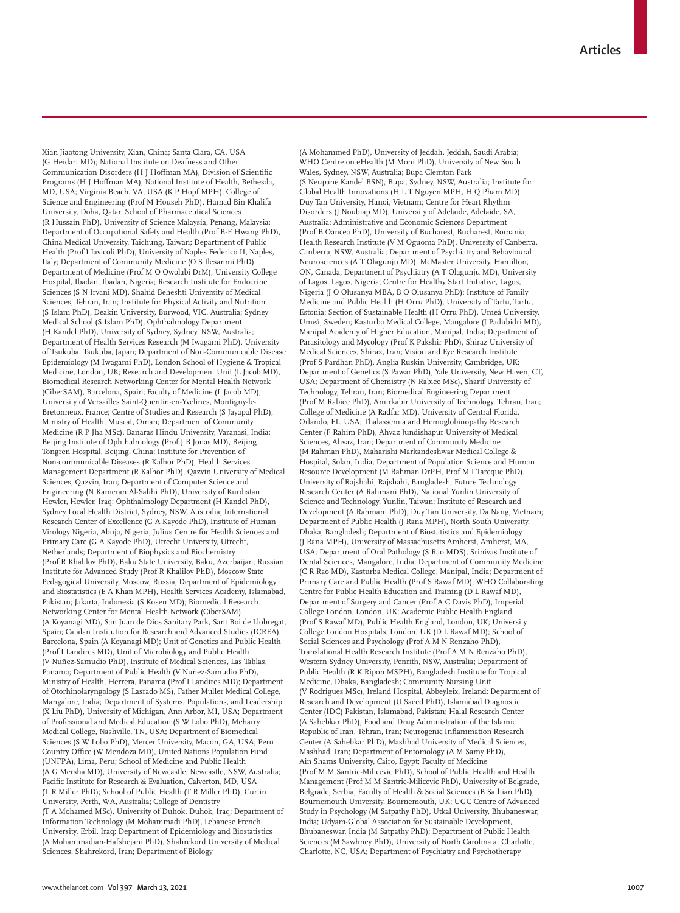Xian Jiaotong University, Xian, China; Santa Clara, CA, USA (G Heidari MD); National Institute on Deafness and Other Communication Disorders (H J Hoffman MA), Division of Scientific Programs (H J Hoffman MA), National Institute of Health, Bethesda, MD, USA; Virginia Beach, VA, USA (K P Hopf MPH); College of Science and Engineering (Prof M Househ PhD), Hamad Bin Khalifa University, Doha, Qatar; School of Pharmaceutical Sciences (R Hussain PhD), University of Science Malaysia, Penang, Malaysia; Department of Occupational Safety and Health (Prof B-F Hwang PhD), China Medical University, Taichung, Taiwan; Department of Public Health (Prof I Iavicoli PhD), University of Naples Federico II, Naples, Italy; Department of Community Medicine (O S Ilesanmi PhD), Department of Medicine (Prof M O Owolabi DrM), University College Hospital, Ibadan, Ibadan, Nigeria; Research Institute for Endocrine Sciences (S N Irvani MD), Shahid Beheshti University of Medical Sciences, Tehran, Iran; Institute for Physical Activity and Nutrition (S Islam PhD), Deakin University, Burwood, VIC, Australia; Sydney Medical School (S Islam PhD), Ophthalmology Department (H Kandel PhD), University of Sydney, Sydney, NSW, Australia; Department of Health Services Research (M Iwagami PhD), University of Tsukuba, Tsukuba, Japan; Department of Non-Communicable Disease Epidemiology (M Iwagami PhD), London School of Hygiene & Tropical Medicine, London, UK; Research and Development Unit (L Jacob MD), Biomedical Research Networking Center for Mental Health Network (CiberSAM), Barcelona, Spain; Faculty of Medicine (L Jacob MD), University of Versailles Saint-Quentin-en-Yvelines, Montigny-le-Bretonneux, France; Centre of Studies and Research (S Jayapal PhD), Ministry of Health, Muscat, Oman; Department of Community Medicine (R P Jha MSc), Banaras Hindu University, Varanasi, India; Beijing Institute of Ophthalmology (Prof J B Jonas MD), Beijing Tongren Hospital, Beijing, China; Institute for Prevention of Non-communicable Diseases (R Kalhor PhD), Health Services Management Department (R Kalhor PhD), Qazvin University of Medical Sciences, Qazvin, Iran; Department of Computer Science and Engineering (N Kameran Al-Salihi PhD), University of Kurdistan Hewler, Hewler, Iraq; Ophthalmology Department (H Kandel PhD), Sydney Local Health District, Sydney, NSW, Australia; International Research Center of Excellence (G A Kayode PhD), Institute of Human Virology Nigeria, Abuja, Nigeria; Julius Centre for Health Sciences and Primary Care (G A Kayode PhD), Utrecht University, Utrecht, Netherlands; Department of Biophysics and Biochemistry (Prof R Khalilov PhD), Baku State University, Baku, Azerbaijan; Russian Institute for Advanced Study (Prof R Khalilov PhD), Moscow State Pedagogical University, Moscow, Russia; Department of Epidemiology and Biostatistics (E A Khan MPH), Health Services Academy, Islamabad, Pakistan; Jakarta, Indonesia (S Kosen MD); Biomedical Research Networking Center for Mental Health Network (CiberSAM) (A Koyanagi MD), San Juan de Dios Sanitary Park, Sant Boi de Llobregat, Spain; Catalan Institution for Research and Advanced Studies (ICREA), Barcelona, Spain (A Koyanagi MD); Unit of Genetics and Public Health (Prof I Landires MD), Unit of Microbiology and Public Health (V Nuñez-Samudio PhD), Institute of Medical Sciences, Las Tablas, Panama; Department of Public Health (V Nuñez-Samudio PhD), Ministry of Health, Herrera, Panama (Prof I Landires MD); Department of Otorhinolaryngology (S Lasrado MS), Father Muller Medical College, Mangalore, India; Department of Systems, Populations, and Leadership (X Liu PhD), University of Michigan, Ann Arbor, MI, USA; Department of Professional and Medical Education (S W Lobo PhD), Meharry Medical College, Nashville, TN, USA; Department of Biomedical Sciences (S W Lobo PhD), Mercer University, Macon, GA, USA; Peru Country Office (W Mendoza MD), United Nations Population Fund (UNFPA), Lima, Peru; School of Medicine and Public Health (A G Mersha MD), University of Newcastle, Newcastle, NSW, Australia; Pacific Institute for Research & Evaluation, Calverton, MD, USA (T R Miller PhD); School of Public Health (T R Miller PhD), Curtin University, Perth, WA, Australia; College of Dentistry (T A Mohamed MSc), University of Duhok, Duhok, Iraq; Department of Information Technology (M Mohammadi PhD), Lebanese French University, Erbil, Iraq; Department of Epidemiology and Biostatistics (A Mohammadian-Hafshejani PhD), Shahrekord University of Medical Sciences, Shahrekord, Iran; Department of Biology (A Mohammed PhD), University of Jeddah, Jeddah, Saudi Arabia; WHO Centre on eHealth (M Moni PhD), University of New South Wales, Sydney, NSW, Australia; Bupa Clemton Park (S Neupane Kandel BSN), Bupa, Sydney, NSW, Australia; Institute for Global Health Innovations (H L T Nguyen MPH, H Q Pham MD), Duy Tan University, Hanoi, Vietnam; Centre for Heart Rhythm Disorders (J Noubiap MD), University of Adelaide, Adelaide, SA, Australia; Administrative and Economic Sciences Department (Prof B Oancea PhD), University of Bucharest, Bucharest, Romania; Health Research Institute (V M Oguoma PhD), University of Canberra, Canberra, NSW, Australia; Department of Psychiatry and Behavioural Neurosciences (A T Olagunju MD), McMaster University, Hamilton, ON, Canada; Department of Psychiatry (A T Olagunju MD), University of Lagos, Lagos, Nigeria; Centre for Healthy Start Initiative, Lagos, Nigeria (J O Olusanya MBA, B O Olusanya PhD); Institute of Family Medicine and Public Health (H Orru PhD), University of Tartu, Tartu, Estonia; Section of Sustainable Health (H Orru PhD), Umeå University, Umeå, Sweden; Kasturba Medical College, Mangalore (J Padubidri MD), Manipal Academy of Higher Education, Manipal, India; Department of Parasitology and Mycology (Prof K Pakshir PhD), Shiraz University of Medical Sciences, Shiraz, Iran; Vision and Eye Research Institute (Prof S Pardhan PhD), Anglia Ruskin University, Cambridge, UK; Department of Genetics (S Pawar PhD), Yale University, New Haven, CT, USA; Department of Chemistry (N Rabiee MSc), Sharif University of Technology, Tehran, Iran; Biomedical Engineering Department (Prof M Rabiee PhD), Amirkabir University of Technology, Tehran, Iran; College of Medicine (A Radfar MD), University of Central Florida, Orlando, FL, USA; Thalassemia and Hemoglobinopathy Research Center (F Rahim PhD), Ahvaz Jundishapur University of Medical Sciences, Ahvaz, Iran; Department of Community Medicine (M Rahman PhD), Maharishi Markandeshwar Medical College & Hospital, Solan, India; Department of Population Science and Human Resource Development (M Rahman DrPH, Prof M I Tareque PhD), University of Rajshahi, Rajshahi, Bangladesh; Future Technology Research Center (A Rahmani PhD), National Yunlin University of Science and Technology, Yunlin, Taiwan; Institute of Research and Development (A Rahmani PhD), Duy Tan University, Da Nang, Vietnam; Department of Public Health (J Rana MPH), North South University, Dhaka, Bangladesh; Department of Biostatistics and Epidemiology (J Rana MPH), University of Massachusetts Amherst, Amherst, MA, USA; Department of Oral Pathology (S Rao MDS), Srinivas Institute of Dental Sciences, Mangalore, India; Department of Community Medicine (C R Rao MD), Kasturba Medical College, Manipal, India; Department of Primary Care and Public Health (Prof S Rawaf MD), WHO Collaborating Centre for Public Health Education and Training (D L Rawaf MD), Department of Surgery and Cancer (Prof A C Davis PhD), Imperial College London, London, UK; Academic Public Health England (Prof S Rawaf MD), Public Health England, London, UK; University College London Hospitals, London, UK (D L Rawaf MD); School of Social Sciences and Psychology (Prof A M N Renzaho PhD), Translational Health Research Institute (Prof A M N Renzaho PhD), Western Sydney University, Penrith, NSW, Australia; Department of Public Health (R K Ripon MSPH), Bangladesh Institute for Tropical Medicine, Dhaka, Bangladesh; Community Nursing Unit (V Rodrigues MSc), Ireland Hospital, Abbeyleix, Ireland; Department of Research and Development (U Saeed PhD), Islamabad Diagnostic Center (IDC) Pakistan, Islamabad, Pakistan; Halal Research Center (A Sahebkar PhD), Food and Drug Administration of the Islamic Republic of Iran, Tehran, Iran; Neurogenic Inflammation Research Center (A Sahebkar PhD), Mashhad University of Medical Sciences, Mashhad, Iran; Department of Entomology (A M Samy PhD), Ain Shams University, Cairo, Egypt; Faculty of Medicine (Prof M M Santric-Milicevic PhD), School of Public Health and Health Management (Prof M M Santric-Milicevic PhD), University of Belgrade, Belgrade, Serbia; Faculty of Health & Social Sciences (B Sathian PhD), Bournemouth University, Bournemouth, UK; UGC Centre of Advanced Study in Psychology (M Satpathy PhD), Utkal University, Bhubaneswar, India; Udyam-Global Association for Sustainable Development, Bhubaneswar, India (M Satpathy PhD); Department of Public Health Sciences (M Sawhney PhD), University of North Carolina at Charlotte, Charlotte, NC, USA; Department of Psychiatry and Psychotherapy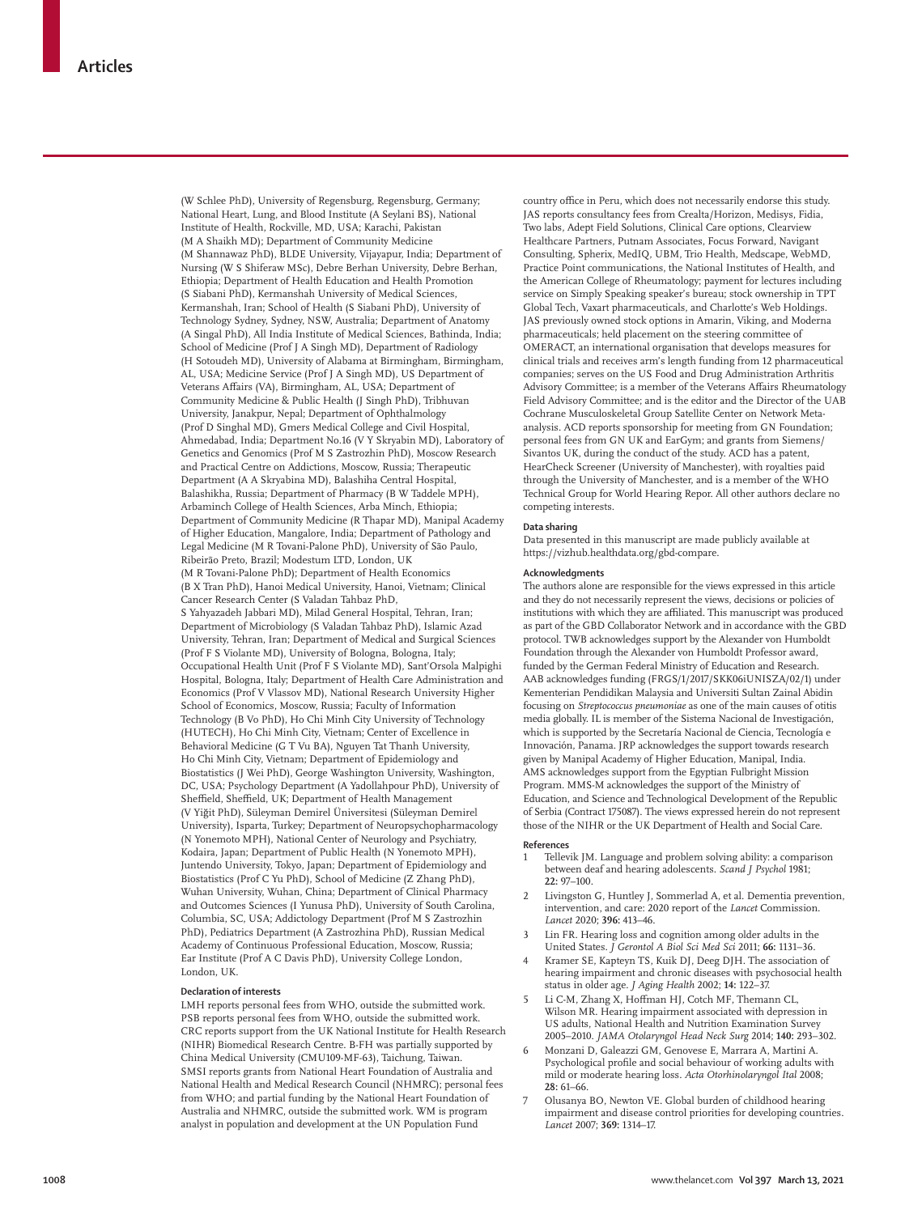(W Schlee PhD), University of Regensburg, Regensburg, Germany; National Heart, Lung, and Blood Institute (A Seylani BS), National Institute of Health, Rockville, MD, USA; Karachi, Pakistan (M A Shaikh MD); Department of Community Medicine (M Shannawaz PhD), BLDE University, Vijayapur, India; Department of Nursing (W S Shiferaw MSc), Debre Berhan University, Debre Berhan, Ethiopia; Department of Health Education and Health Promotion (S Siabani PhD), Kermanshah University of Medical Sciences, Kermanshah, Iran; School of Health (S Siabani PhD), University of Technology Sydney, Sydney, NSW, Australia; Department of Anatomy (A Singal PhD), All India Institute of Medical Sciences, Bathinda, India; School of Medicine (Prof J A Singh MD), Department of Radiology (H Sotoudeh MD), University of Alabama at Birmingham, Birmingham, AL, USA; Medicine Service (Prof J A Singh MD), US Department of Veterans Affairs (VA), Birmingham, AL, USA; Department of Community Medicine & Public Health (J Singh PhD), Tribhuvan University, Janakpur, Nepal; Department of Ophthalmology (Prof D Singhal MD), Gmers Medical College and Civil Hospital, Ahmedabad, India; Department No.16 (V Y Skryabin MD), Laboratory of Genetics and Genomics (Prof M S Zastrozhin PhD), Moscow Research and Practical Centre on Addictions, Moscow, Russia; Therapeutic Department (A A Skryabina MD), Balashiha Central Hospital, Balashikha, Russia; Department of Pharmacy (B W Taddele MPH), Arbaminch College of Health Sciences, Arba Minch, Ethiopia; Department of Community Medicine (R Thapar MD), Manipal Academy of Higher Education, Mangalore, India; Department of Pathology and Legal Medicine (M R Tovani-Palone PhD), University of São Paulo, Ribeirão Preto, Brazil; Modestum LTD, London, UK (M R Tovani-Palone PhD); Department of Health Economics (B X Tran PhD), Hanoi Medical University, Hanoi, Vietnam; Clinical Cancer Research Center (S Valadan Tahbaz PhD, S Yahyazadeh Jabbari MD), Milad General Hospital, Tehran, Iran; Department of Microbiology (S Valadan Tahbaz PhD), Islamic Azad University, Tehran, Iran; Department of Medical and Surgical Sciences (Prof F S Violante MD), University of Bologna, Bologna, Italy; Occupational Health Unit (Prof F S Violante MD), Sant'Orsola Malpighi Hospital, Bologna, Italy; Department of Health Care Administration and Economics (Prof V Vlassov MD), National Research University Higher School of Economics, Moscow, Russia; Faculty of Information Technology (B Vo PhD), Ho Chi Minh City University of Technology (HUTECH), Ho Chi Minh City, Vietnam; Center of Excellence in Behavioral Medicine (G T Vu BA), Nguyen Tat Thanh University, Ho Chi Minh City, Vietnam; Department of Epidemiology and Biostatistics (J Wei PhD), George Washington University, Washington, DC, USA; Psychology Department (A Yadollahpour PhD), University of Sheffield, Sheffield, UK; Department of Health Management (V Yiğit PhD), Süleyman Demirel Üniversitesi (Süleyman Demirel University), Isparta, Turkey; Department of Neuropsychopharmacology (N Yonemoto MPH), National Center of Neurology and Psychiatry, Kodaira, Japan; Department of Public Health (N Yonemoto MPH), Juntendo University, Tokyo, Japan; Department of Epidemiology and Biostatistics (Prof C Yu PhD), School of Medicine (Z Zhang PhD), Wuhan University, Wuhan, China; Department of Clinical Pharmacy and Outcomes Sciences (I Yunusa PhD), University of South Carolina, Columbia, SC, USA; Addictology Department (Prof M S Zastrozhin PhD), Pediatrics Department (A Zastrozhina PhD), Russian Medical Academy of Continuous Professional Education, Moscow, Russia; Ear Institute (Prof A C Davis PhD), University College London, London, UK.

#### Declaration of interests

LMH reports personal fees from WHO, outside the submitted work. PSB reports personal fees from WHO, outside the submitted work. CRC reports support from the UK National Institute for Health Research (NIHR) Biomedical Research Centre. B-FH was partially supported by China Medical University (CMU109-MF-63), Taichung, Taiwan. SMSI reports grants from National Heart Foundation of Australia and National Health and Medical Research Council (NHMRC); personal fees from WHO; and partial funding by the National Heart Foundation of Australia and NHMRC, outside the submitted work. WM is program analyst in population and development at the UN Population Fund country office in Peru, which does not necessarily endorse this study. JAS reports consultancy fees from Crealta/Horizon, Medisys, Fidia, Two labs, Adept Field Solutions, Clinical Care options, Clearview Healthcare Partners, Putnam Associates, Focus Forward, Navigant Consulting, Spherix, MedIQ, UBM, Trio Health, Medscape, WebMD, Practice Point communications, the National Institutes of Health, and the American College of Rheumatology; payment for lectures including service on Simply Speaking speaker's bureau; stock ownership in TPT Global Tech, Vaxart pharmaceuticals, and Charlotte's Web Holdings. JAS previously owned stock options in Amarin, Viking, and Moderna pharmaceuticals; held placement on the steering committee of OMERACT, an international organisation that develops measures for clinical trials and receives arm's length funding from 12 pharmaceutical companies; serves on the US Food and Drug Administration Arthritis Advisory Committee; is a member of the Veterans Affairs Rheumatology Field Advisory Committee; and is the editor and the Director of the UAB Cochrane Musculoskeletal Group Satellite Center on Network Meta-analysis. ACD reports sponsorship for meeting from GN Foundation; personal fees from GN UK and EarGym; and grants from Siemens/Sivantos UK, during the conduct of the study. ACD has a patent, HearCheck Screener (University of Manchester), with royalties paid through the University of Manchester, and is a member of the WHO Technical Group for World Hearing Repor. All other authors declare no competing interests.

#### Data sharing

Data presented in this manuscript are made publicly available at https://vizhub.healthdata.org/gbd-compare.

#### Acknowledgments

The authors alone are responsible for the views expressed in this article and they do not necessarily represent the views, decisions or policies of institutions with which they are affiliated. This manuscript was produced as part of the GBD Collaborator Network and in accordance with the GBD protocol. TWB acknowledges support by the Alexander von Humboldt Foundation through the Alexander von Humboldt Professor award, funded by the German Federal Ministry of Education and Research. AAB acknowledges funding (FRGS/1/2017/SKK06iUNISZA/02/1) under Kementerian Pendidikan Malaysia and Universiti Sultan Zainal Abidin focusing on *Streptococcus pneumoniae* as one of the main causes of otitis media globally. IL is member of the Sistema Nacional de Investigación, which is supported by the Secretaría Nacional de Ciencia, Tecnología e Innovación, Panama. JRP acknowledges the support towards research given by Manipal Academy of Higher Education, Manipal, India. AMS acknowledges support from the Egyptian Fulbright Mission Program. MMS-M acknowledges the support of the Ministry of Education, and Science and Technological Development of the Republic of Serbia (Contract 175087). The views expressed herein do not represent those of the NIHR or the UK Department of Health and Social Care.

#### References

1. Tellevik JM. Language and problem solving ability: a comparison between deaf and hearing adolescents. *Scand J Psychol* 1981; **22:** 97–100.
2. Livingston G, Huntley J, Sommerlad A, et al. Dementia prevention, intervention, and care: 2020 report of the *Lancet* Commission. *Lancet* 2020; **396:** 413–46.
3. Lin FR. Hearing loss and cognition among older adults in the United States. *J Gerontol A Biol Sci Med Sci* 2011; **66:** 1131–36.
4. Kramer SE, Kapteyn TS, Kuik DJ, Deeg DJH. The association of hearing impairment and chronic diseases with psychosocial health status in older age. *J Aging Health* 2002; **14:** 122–37.
5. Li C-M, Zhang X, Hoffman HJ, Cotch MF, Themann CL, Wilson MR. Hearing impairment associated with depression in US adults, National Health and Nutrition Examination Survey 2005–2010. *JAMA Otolaryngol Head Neck Surg* 2014; **140:** 293–302.
6. Monzani D, Galeazzi GM, Genovese E, Marrara A, Martini A. Psychological profile and social behaviour of working adults with mild or moderate hearing loss. *Acta Otorhinolaryngol Ital* 2008; **28:** 61–66.
7. Olusanya BO, Newton VE. Global burden of childhood hearing impairment and disease control priorities for developing countries. *Lancet* 2007; **369:** 1314–17.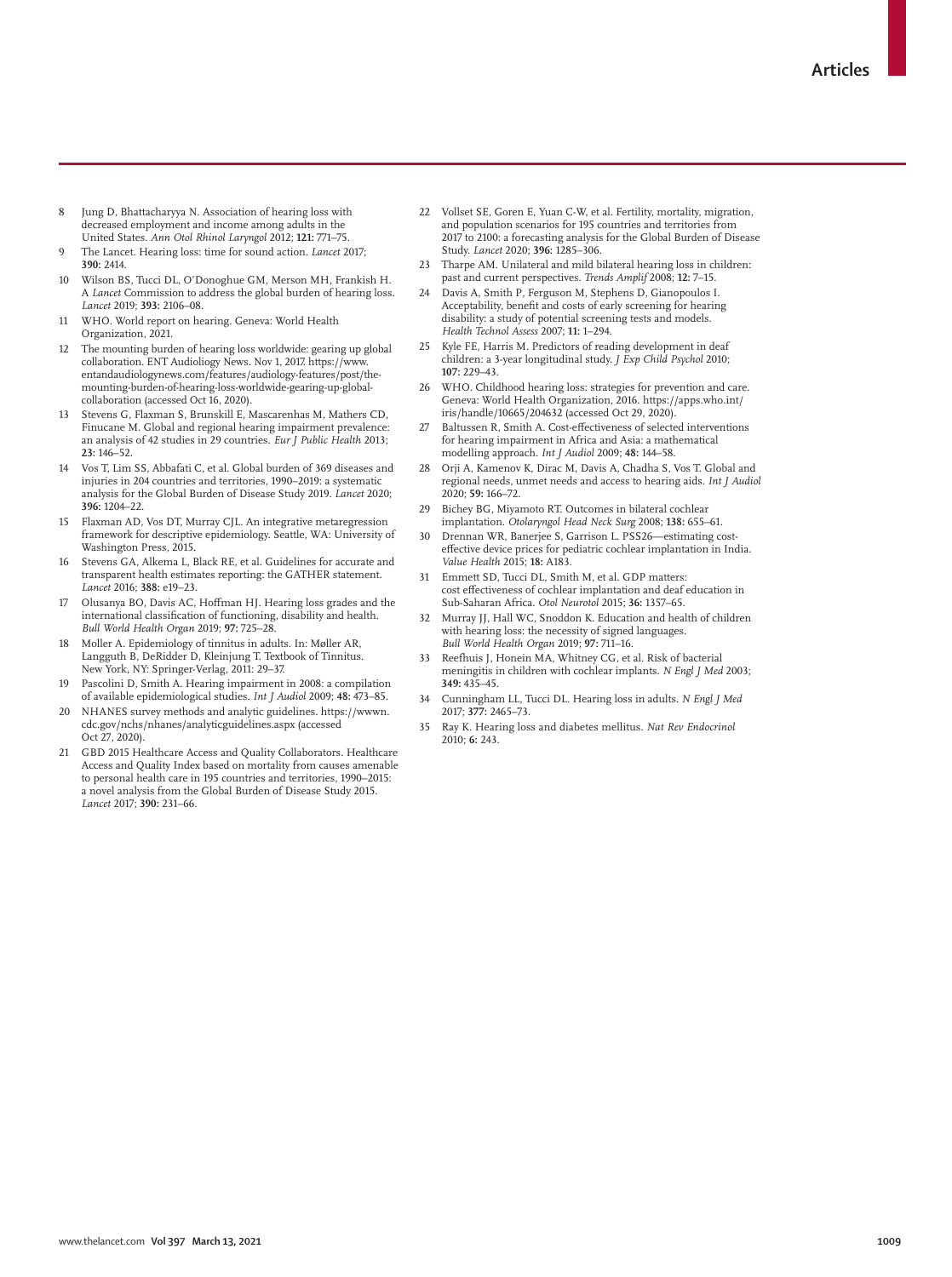8 Jung D, Bhattacharyya N. Association of hearing loss with decreased employment and income among adults in the United States. *Ann Otol Rhinol Laryngol* 2012; **121:** 771–75.

9 The Lancet. Hearing loss: time for sound action. *Lancet* 2017; **390:** 2414.

10 Wilson BS, Tucci DL, O'Donoghue GM, Merson MH, Frankish H. A *Lancet* Commission to address the global burden of hearing loss. *Lancet* 2019; **393:** 2106–08.

11 WHO. World report on hearing. Geneva: World Health Organization, 2021.

12 The mounting burden of hearing loss worldwide: gearing up global collaboration. ENT Audioliogy News. Nov 1, 2017. https://www.entandaudiologynews.com/features/audiology-features/post/the-mounting-burden-of-hearing-loss-worldwide-gearing-up-global-collaboration (accessed Oct 16, 2020).

13 Stevens G, Flaxman S, Brunskill E, Mascarenhas M, Mathers CD, Finucane M. Global and regional hearing impairment prevalence: an analysis of 42 studies in 29 countries. *Eur J Public Health* 2013; **23:** 146–52.

14 Vos T, Lim SS, Abbafati C, et al. Global burden of 369 diseases and injuries in 204 countries and territories, 1990–2019: a systematic analysis for the Global Burden of Disease Study 2019. *Lancet* 2020; **396:** 1204–22.

15 Flaxman AD, Vos DT, Murray CJL. An integrative metaregression framework for descriptive epidemiology. Seattle, WA: University of Washington Press, 2015.

16 Stevens GA, Alkema L, Black RE, et al. Guidelines for accurate and transparent health estimates reporting: the GATHER statement. *Lancet* 2016; **388:** e19–23.

17 Olusanya BO, Davis AC, Hoffman HJ. Hearing loss grades and the international classification of functioning, disability and health. *Bull World Health Organ* 2019; **97:** 725–28.

18 Moller A. Epidemiology of tinnitus in adults. In: Møller AR, Langguth B, DeRidder D, Kleinjung T. Textbook of Tinnitus. New York, NY: Springer-Verlag, 2011: 29–37.

19 Pascolini D, Smith A. Hearing impairment in 2008: a compilation of available epidemiological studies. *Int J Audiol* 2009; **48:** 473–85.

20 NHANES survey methods and analytic guidelines. https://wwwn.cdc.gov/nchs/nhanes/analyticguidelines.aspx (accessed Oct 27, 2020).

21 GBD 2015 Healthcare Access and Quality Collaborators. Healthcare Access and Quality Index based on mortality from causes amenable to personal health care in 195 countries and territories, 1990–2015: a novel analysis from the Global Burden of Disease Study 2015. *Lancet* 2017; **390:** 231–66.

22 Vollset SE, Goren E, Yuan C-W, et al. Fertility, mortality, migration, and population scenarios for 195 countries and territories from 2017 to 2100: a forecasting analysis for the Global Burden of Disease Study. *Lancet* 2020; **396:** 1285–306.

23 Tharpe AM. Unilateral and mild bilateral hearing loss in children: past and current perspectives. *Trends Amplif* 2008; **12:** 7–15.

24 Davis A, Smith P, Ferguson M, Stephens D, Gianopoulos I. Acceptability, benefit and costs of early screening for hearing disability: a study of potential screening tests and models. *Health Technol Assess* 2007; **11:** 1–294.

25 Kyle FE, Harris M. Predictors of reading development in deaf children: a 3-year longitudinal study. *J Exp Child Psychol* 2010; **107:** 229–43.

26 WHO. Childhood hearing loss: strategies for prevention and care. Geneva: World Health Organization, 2016. https://apps.who.int/iris/handle/10665/204632 (accessed Oct 29, 2020).

27 Baltussen R, Smith A. Cost-effectiveness of selected interventions for hearing impairment in Africa and Asia: a mathematical modelling approach. *Int J Audiol* 2009; **48:** 144–58.

28 Orji A, Kamenov K, Dirac M, Davis A, Chadha S, Vos T. Global and regional needs, unmet needs and access to hearing aids. *Int J Audiol* 2020; **59:** 166–72.

29 Bichey BG, Miyamoto RT. Outcomes in bilateral cochlear implantation. *Otolaryngol Head Neck Surg* 2008; **138:** 655–61.

30 Drennan WR, Banerjee S, Garrison L. PSS26—estimating cost-effective device prices for pediatric cochlear implantation in India. *Value Health* 2015; **18:** A183.

31 Emmett SD, Tucci DL, Smith M, et al. GDP matters: cost effectiveness of cochlear implantation and deaf education in Sub-Saharan Africa. *Otol Neurotol* 2015; **36:** 1357–65.

32 Murray JJ, Hall WC, Snoddon K. Education and health of children with hearing loss: the necessity of signed languages. *Bull World Health Organ* 2019; **97:** 711–16.

33 Reefhuis J, Honein MA, Whitney CG, et al. Risk of bacterial meningitis in children with cochlear implants. *N Engl J Med* 2003; **349:** 435–45.

34 Cunningham LL, Tucci DL. Hearing loss in adults. *N Engl J Med* 2017; **377:** 2465–73.

35 Ray K. Hearing loss and diabetes mellitus. *Nat Rev Endocrinol* 2010; **6:** 243.